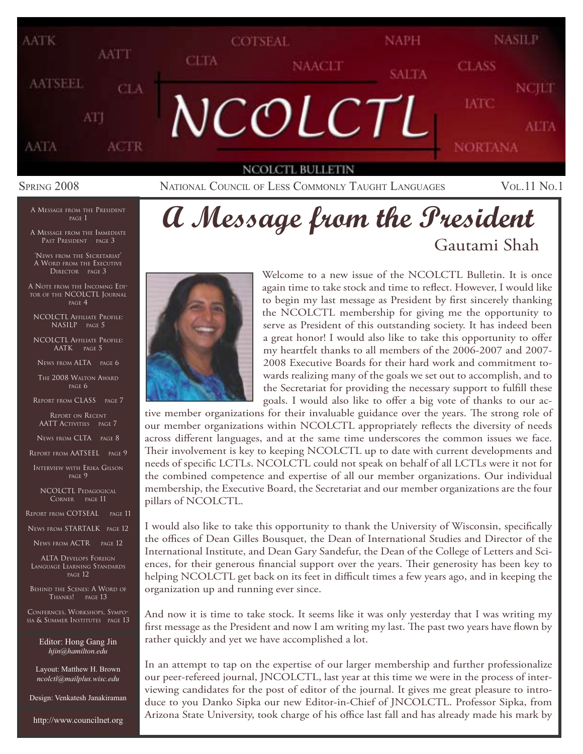# NCOLCTL

NCOLCTL BULLETIN

Spring 2008 — National Council of Less Commonly Taught Languages — Vol.11 No.1

- A Message from the President page 1
- A Message from the Immediate Past President page 3
- 'News from the Secretariat' A Word from the Executive Director page 3
- A Note from the Incomng Editor of the NCOLCTL Journal page 4
- NCOLCTL Affiliate Profile: NASILP page 5
- NCOLCTL Affiliate Profile: AATK page 5
- News from ALTA page 6
- The 2008 Walton Award page 6
- Report from CLASS page 7
- Report on Recent AATT Activities page 7
- News from CLTA page 8
- Report from AATSEEL page 9
- Interview with Erika Gilson page 9
- NCOLCTL Pedagogical Corner page 11
- Report from COTSEAL page 11
- News from STARTALK page 12
- News from ACTR page 12
- ALTA Develops Foreign Language Learning Standards page 12
- Behind the Scenes: A Word of Thanks! page 13
- Confernces, Workshops, Symposia & Summer Institutes page 13

Editor: Hong Gang Jin
*hjin@hamilton.edu*

Layout: Matthew H. Brown
*ncolctl@mailplus.wisc.edu*

Design: Venkatesh Janakiraman

http://www.councilnet.org

# A Message from the President

Gautami Shah

Welcome to a new issue of the NCOLCTL Bulletin. It is once again time to take stock and time to reflect. However, I would like to begin my last message as President by first sincerely thanking the NCOLCTL membership for giving me the opportunity to serve as President of this outstanding society. It has indeed been a great honor! I would also like to take this opportunity to offer my heartfelt thanks to all members of the 2006-2007 and 2007-2008 Executive Boards for their hard work and commitment towards realizing many of the goals we set out to accomplish, and to the Secretariat for providing the necessary support to fulfill these goals. I would also like to offer a big vote of thanks to our active member organizations for their invaluable guidance over the years. The strong role of our member organizations within NCOLCTL appropriately reflects the diversity of needs across different languages, and at the same time underscores the common issues we face. Their involvement is key to keeping NCOLCTL up to date with current developments and needs of specific LCTLs. NCOLCTL could not speak on behalf of all LCTLs were it not for the combined competence and expertise of all our member organizations. Our individual membership, the Executive Board, the Secretariat and our member organizations are the four pillars of NCOLCTL.

I would also like to take this opportunity to thank the University of Wisconsin, specifically the offices of Dean Gilles Bousquet, the Dean of International Studies and Director of the International Institute, and Dean Gary Sandefur, the Dean of the College of Letters and Sciences, for their generous financial support over the years. Their generosity has been key to helping NCOLCTL get back on its feet in difficult times a few years ago, and in keeping the organization up and running ever since.

And now it is time to take stock. It seems like it was only yesterday that I was writing my first message as the President and now I am writing my last. The past two years have flown by rather quickly and yet we have accomplished a lot.

In an attempt to tap on the expertise of our larger membership and further professionalize our peer-refereed journal, JNCOLCTL, last year at this time we were in the process of interviewing candidates for the post of editor of the journal. It gives me great pleasure to introduce to you Danko Sipka our new Editor-in-Chief of JNCOLCTL. Professor Sipka, from Arizona State University, took charge of his office last fall and has already made his mark by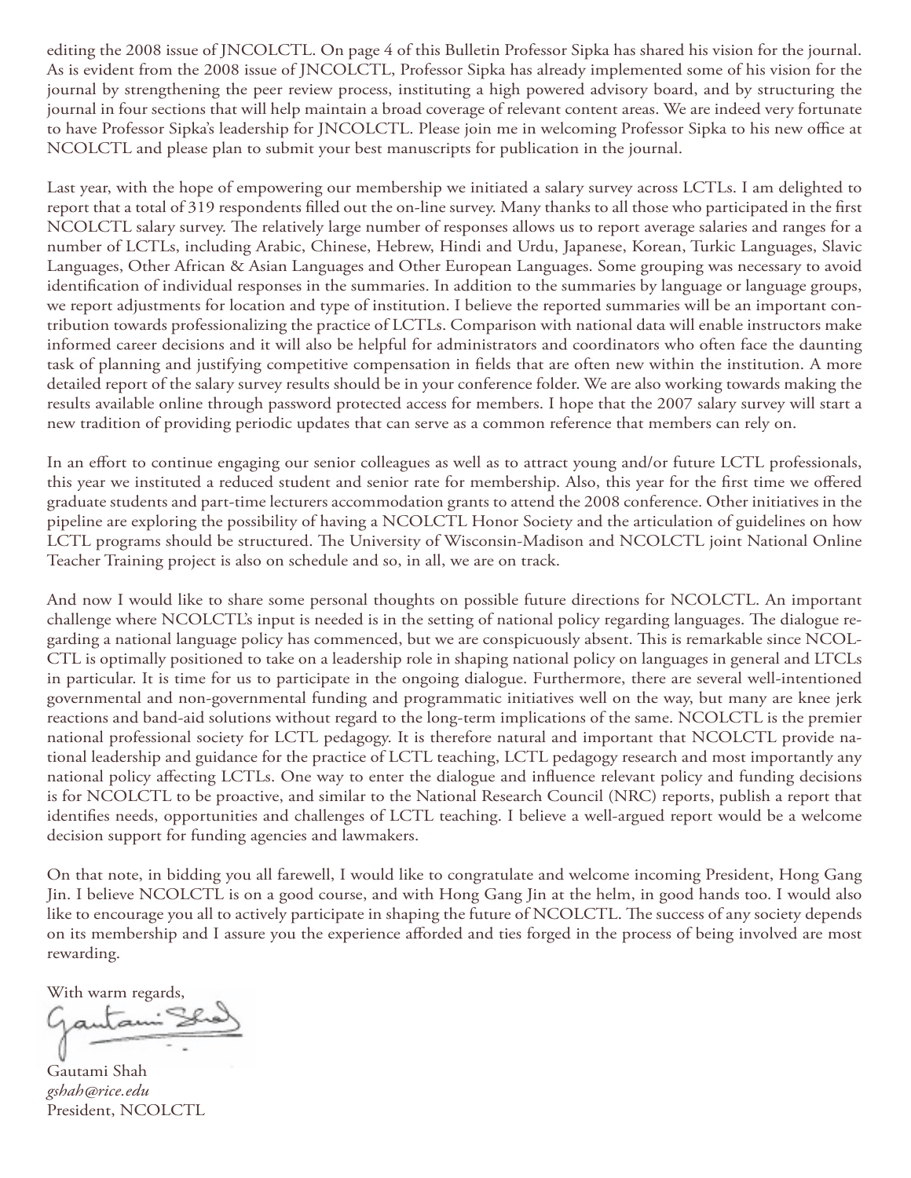editing the 2008 issue of JNCOLCTL. On page 4 of this Bulletin Professor Sipka has shared his vision for the journal. As is evident from the 2008 issue of JNCOLCTL, Professor Sipka has already implemented some of his vision for the journal by strengthening the peer review process, instituting a high powered advisory board, and by structuring the journal in four sections that will help maintain a broad coverage of relevant content areas. We are indeed very fortunate to have Professor Sipka's leadership for JNCOLCTL. Please join me in welcoming Professor Sipka to his new office at NCOLCTL and please plan to submit your best manuscripts for publication in the journal.

Last year, with the hope of empowering our membership we initiated a salary survey across LCTLs. I am delighted to report that a total of 319 respondents filled out the on-line survey. Many thanks to all those who participated in the first NCOLCTL salary survey. The relatively large number of responses allows us to report average salaries and ranges for a number of LCTLs, including Arabic, Chinese, Hebrew, Hindi and Urdu, Japanese, Korean, Turkic Languages, Slavic Languages, Other African & Asian Languages and Other European Languages. Some grouping was necessary to avoid identification of individual responses in the summaries. In addition to the summaries by language or language groups, we report adjustments for location and type of institution. I believe the reported summaries will be an important contribution towards professionalizing the practice of LCTLs. Comparison with national data will enable instructors make informed career decisions and it will also be helpful for administrators and coordinators who often face the daunting task of planning and justifying competitive compensation in fields that are often new within the institution. A more detailed report of the salary survey results should be in your conference folder. We are also working towards making the results available online through password protected access for members. I hope that the 2007 salary survey will start a new tradition of providing periodic updates that can serve as a common reference that members can rely on.

In an effort to continue engaging our senior colleagues as well as to attract young and/or future LCTL professionals, this year we instituted a reduced student and senior rate for membership. Also, this year for the first time we offered graduate students and part-time lecturers accommodation grants to attend the 2008 conference. Other initiatives in the pipeline are exploring the possibility of having a NCOLCTL Honor Society and the articulation of guidelines on how LCTL programs should be structured. The University of Wisconsin-Madison and NCOLCTL joint National Online Teacher Training project is also on schedule and so, in all, we are on track.

And now I would like to share some personal thoughts on possible future directions for NCOLCTL. An important challenge where NCOLCTL's input is needed is in the setting of national policy regarding languages. The dialogue regarding a national language policy has commenced, but we are conspicuously absent. This is remarkable since NCOLCTL is optimally positioned to take on a leadership role in shaping national policy on languages in general and LTCLs in particular. It is time for us to participate in the ongoing dialogue. Furthermore, there are several well-intentioned governmental and non-governmental funding and programmatic initiatives well on the way, but many are knee jerk reactions and band-aid solutions without regard to the long-term implications of the same. NCOLCTL is the premier national professional society for LCTL pedagogy. It is therefore natural and important that NCOLCTL provide national leadership and guidance for the practice of LCTL teaching, LCTL pedagogy research and most importantly any national policy affecting LCTLs. One way to enter the dialogue and influence relevant policy and funding decisions is for NCOLCTL to be proactive, and similar to the National Research Council (NRC) reports, publish a report that identifies needs, opportunities and challenges of LCTL teaching. I believe a well-argued report would be a welcome decision support for funding agencies and lawmakers.

On that note, in bidding you all farewell, I would like to congratulate and welcome incoming President, Hong Gang Jin. I believe NCOLCTL is on a good course, and with Hong Gang Jin at the helm, in good hands too. I would also like to encourage you all to actively participate in shaping the future of NCOLCTL. The success of any society depends on its membership and I assure you the experience afforded and ties forged in the process of being involved are most rewarding.

With warm regards,

Gautami Shah
*gshah@rice.edu*
President, NCOLCTL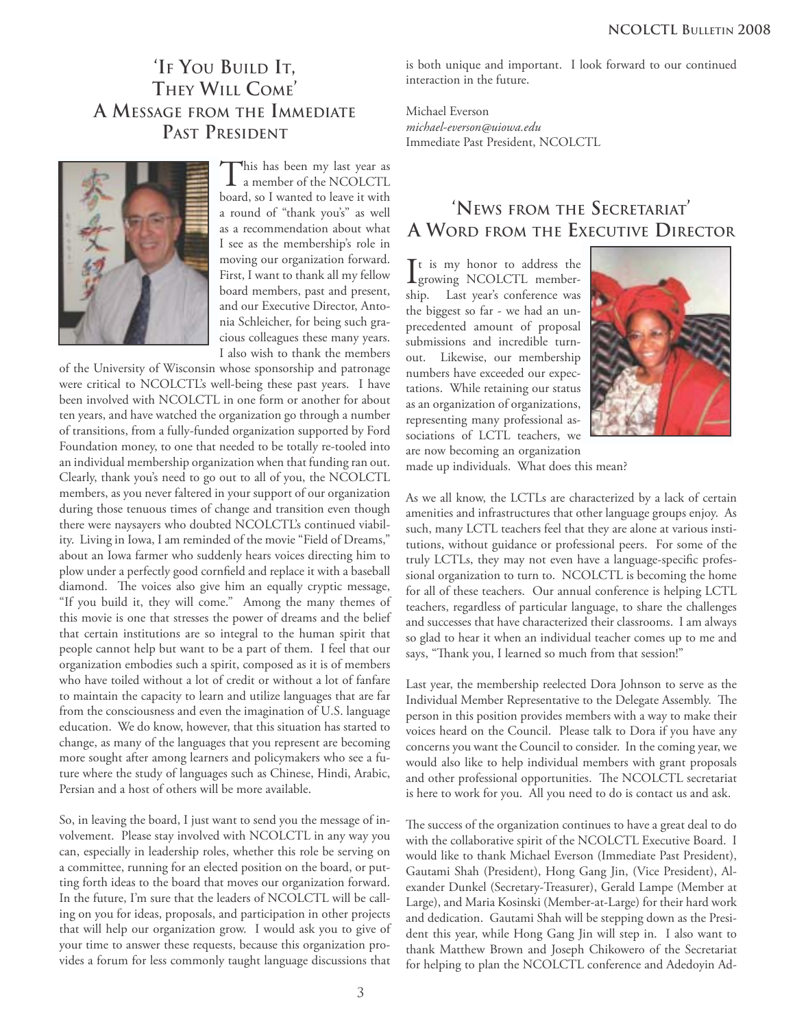## 'If You Build It, They Will Come' A Message from the Immediate Past President

This has been my last year as a member of the NCOLCTL board, so I wanted to leave it with a round of "thank you's" as well as a recommendation about what I see as the membership's role in moving our organization forward. First, I want to thank all my fellow board members, past and present, and our Executive Director, Antonia Schleicher, for being such gracious colleagues these many years. I also wish to thank the members of the University of Wisconsin whose sponsorship and patronage were critical to NCOLCTL's well-being these past years. I have been involved with NCOLCTL in one form or another for about ten years, and have watched the organization go through a number of transitions, from a fully-funded organization supported by Ford Foundation money, to one that needed to be totally re-tooled into an individual membership organization when that funding ran out. Clearly, thank you's need to go out to all of you, the NCOLCTL members, as you never faltered in your support of our organization during those tenuous times of change and transition even though there were naysayers who doubted NCOLCTL's continued viability. Living in Iowa, I am reminded of the movie "Field of Dreams," about an Iowa farmer who suddenly hears voices directing him to plow under a perfectly good cornfield and replace it with a baseball diamond. The voices also give him an equally cryptic message, "If you build it, they will come." Among the many themes of this movie is one that stresses the power of dreams and the belief that certain institutions are so integral to the human spirit that people cannot help but want to be a part of them. I feel that our organization embodies such a spirit, composed as it is of members who have toiled without a lot of credit or without a lot of fanfare to maintain the capacity to learn and utilize languages that are far from the consciousness and even the imagination of U.S. language education. We do know, however, that this situation has started to change, as many of the languages that you represent are becoming more sought after among learners and policymakers who see a future where the study of languages such as Chinese, Hindi, Arabic, Persian and a host of others will be more available.

So, in leaving the board, I just want to send you the message of involvement. Please stay involved with NCOLCTL in any way you can, especially in leadership roles, whether this role be serving on a committee, running for an elected position on the board, or putting forth ideas to the board that moves our organization forward. In the future, I'm sure that the leaders of NCOLCTL will be calling on you for ideas, proposals, and participation in other projects that will help our organization grow. I would ask you to give of your time to answer these requests, because this organization provides a forum for less commonly taught language discussions that is both unique and important. I look forward to our continued interaction in the future.

Michael Everson
*michael-everson@uiowa.edu*
Immediate Past President, NCOLCTL

## 'News from the Secretariat' A Word from the Executive Director

It is my honor to address the growing NCOLCTL membership. Last year's conference was the biggest so far - we had an unprecedented amount of proposal submissions and incredible turnout. Likewise, our membership numbers have exceeded our expectations. While retaining our status as an organization of organizations, representing many professional associations of LCTL teachers, we are now becoming an organization made up individuals. What does this mean?

As we all know, the LCTLs are characterized by a lack of certain amenities and infrastructures that other language groups enjoy. As such, many LCTL teachers feel that they are alone at various institutions, without guidance or professional peers. For some of the truly LCTLs, they may not even have a language-specific professional organization to turn to. NCOLCTL is becoming the home for all of these teachers. Our annual conference is helping LCTL teachers, regardless of particular language, to share the challenges and successes that have characterized their classrooms. I am always so glad to hear it when an individual teacher comes up to me and says, "Thank you, I learned so much from that session!"

Last year, the membership reelected Dora Johnson to serve as the Individual Member Representative to the Delegate Assembly. The person in this position provides members with a way to make their voices heard on the Council. Please talk to Dora if you have any concerns you want the Council to consider. In the coming year, we would also like to help individual members with grant proposals and other professional opportunities. The NCOLCTL secretariat is here to work for you. All you need to do is contact us and ask.

The success of the organization continues to have a great deal to do with the collaborative spirit of the NCOLCTL Executive Board. I would like to thank Michael Everson (Immediate Past President), Gautami Shah (President), Hong Gang Jin, (Vice President), Alexander Dunkel (Secretary-Treasurer), Gerald Lampe (Member at Large), and Maria Kosinski (Member-at-Large) for their hard work and dedication. Gautami Shah will be stepping down as the President this year, while Hong Gang Jin will step in. I also want to thank Matthew Brown and Joseph Chikowero of the Secretariat for helping to plan the NCOLCTL conference and Adedoyin Ad-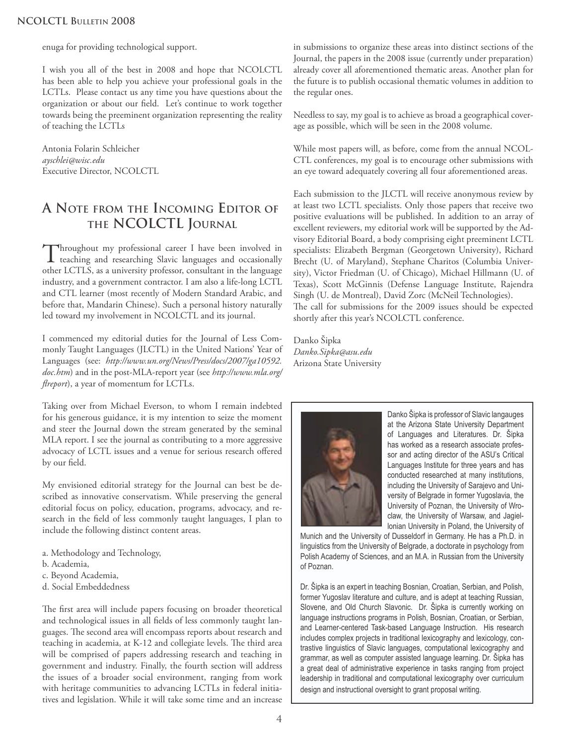enuga for providing technological support.

I wish you all of the best in 2008 and hope that NCOLCTL has been able to help you achieve your professional goals in the LCTLs. Please contact us any time you have questions about the organization or about our field. Let's continue to work together towards being the preeminent organization representing the reality of teaching the LCTLs

Antonia Folarin Schleicher
*ayschlei@wisc.edu*
Executive Director, NCOLCTL

## A Note from the Incoming Editor of the NCOLCTL Journal

Throughout my professional career I have been involved in teaching and researching Slavic languages and occasionally other LCTLS, as a university professor, consultant in the language industry, and a government contractor. I am also a life-long LCTL and CTL learner (most recently of Modern Standard Arabic, and before that, Mandarin Chinese). Such a personal history naturally led toward my involvement in NCOLCTL and its journal.

I commenced my editorial duties for the Journal of Less Commonly Taught Languages (JLCTL) in the United Nations' Year of Languages (see: *http://www.un.org/News/Press/docs/2007/ga10592.doc.htm*) and in the post-MLA-report year (see *http://www.mla.org/flreport*), a year of momentum for LCTLs.

Taking over from Michael Everson, to whom I remain indebted for his generous guidance, it is my intention to seize the moment and steer the Journal down the stream generated by the seminal MLA report. I see the journal as contributing to a more aggressive advocacy of LCTL issues and a venue for serious research offered by our field.

My envisioned editorial strategy for the Journal can best be described as innovative conservatism. While preserving the general editorial focus on policy, education, programs, advocacy, and research in the field of less commonly taught languages, I plan to include the following distinct content areas.

a. Methodology and Technology,
b. Academia,
c. Beyond Academia,
d. Social Embeddedness

The first area will include papers focusing on broader theoretical and technological issues in all fields of less commonly taught languages. The second area will encompass reports about research and teaching in academia, at K-12 and collegiate levels. The third area will be comprised of papers addressing research and teaching in government and industry. Finally, the fourth section will address the issues of a broader social environment, ranging from work with heritage communities to advancing LCTLs in federal initiatives and legislation. While it will take some time and an increase in submissions to organize these areas into distinct sections of the Journal, the papers in the 2008 issue (currently under preparation) already cover all aforementioned thematic areas. Another plan for the future is to publish occasional thematic volumes in addition to the regular ones.

Needless to say, my goal is to achieve as broad a geographical coverage as possible, which will be seen in the 2008 volume.

While most papers will, as before, come from the annual NCOLCTL conferences, my goal is to encourage other submissions with an eye toward adequately covering all four aforementioned areas.

Each submission to the JLCTL will receive anonymous review by at least two LCTL specialists. Only those papers that receive two positive evaluations will be published. In addition to an array of excellent reviewers, my editorial work will be supported by the Advisory Editorial Board, a body comprising eight preeminent LCTL specialists: Elizabeth Bergman (Georgetown University), Richard Brecht (U. of Maryland), Stephane Charitos (Columbia University), Victor Friedman (U. of Chicago), Michael Hillmann (U. of Texas), Scott McGinnis (Defense Language Institute, Rajendra Singh (U. de Montreal), David Zorc (McNeil Technologies).
The call for submissions for the 2009 issues should be expected shortly after this year's NCOLCTL conference.

Danko Šipka
*Danko.Sipka@asu.edu*
Arizona State University

Danko Šipka is professor of Slavic langauges at the Arizona State University Department of Languages and Literatures. Dr. Šipka has worked as a research associate professor and acting director of the ASU's Critical Languages Institute for three years and has conducted researched at many institutions, including the University of Sarajevo and University of Belgrade in former Yugoslavia, the University of Poznan, the University of Wroclaw, the University of Warsaw, and Jagiellonian University in Poland, the University of Munich and the University of Dusseldorf in Germany. He has a Ph.D. in linguistics from the University of Belgrade, a doctorate in psychology from Polish Academy of Sciences, and an M.A. in Russian from the University of Poznan.

Dr. Šipka is an expert in teaching Bosnian, Croatian, Serbian, and Polish, former Yugoslav literature and culture, and is adept at teaching Russian, Slovene, and Old Church Slavonic. Dr. Šipka is currently working on language instructions programs in Polish, Bosnian, Croatian, or Serbian, and Learner-centered Task-based Language Instruction. His research includes complex projects in traditional lexicography and lexicology, contrastive linguistics of Slavic languages, computational lexicography and grammar, as well as computer assisted language learning. Dr. Šipka has a great deal of administrative experience in tasks ranging from project leadership in traditional and computational lexicography over curriculum design and instructional oversight to grant proposal writing.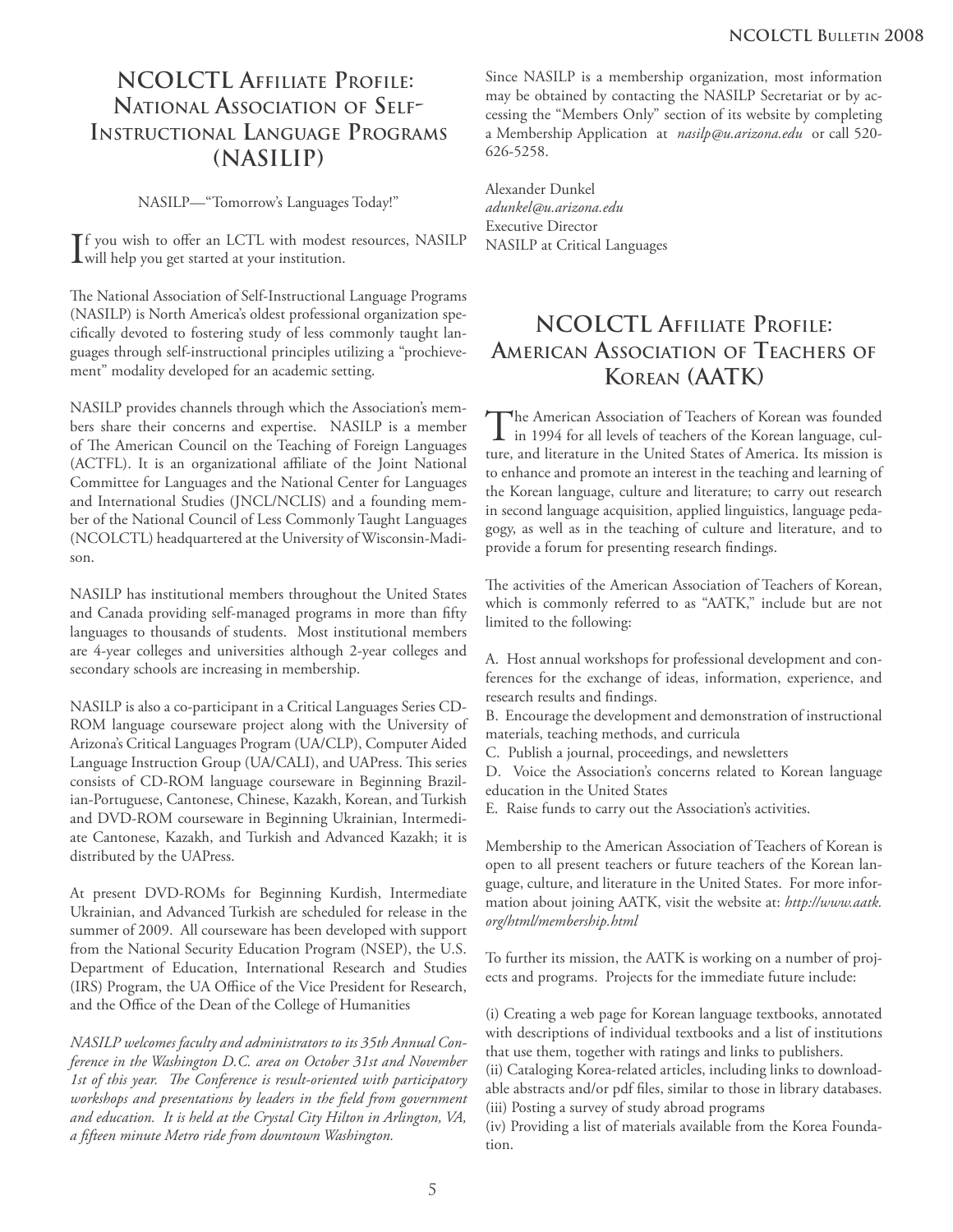## NCOLCTL Affiliate Profile: National Association of Self-Instructional Language Programs (NASILIP)

NASILP—"Tomorrow's Languages Today!"

If you wish to offer an LCTL with modest resources, NASILP will help you get started at your institution.

The National Association of Self-Instructional Language Programs (NASILP) is North America's oldest professional organization specifically devoted to fostering study of less commonly taught languages through self-instructional principles utilizing a "prochievement" modality developed for an academic setting.

NASILP provides channels through which the Association's members share their concerns and expertise. NASILP is a member of The American Council on the Teaching of Foreign Languages (ACTFL). It is an organizational affiliate of the Joint National Committee for Languages and the National Center for Languages and International Studies (JNCL/NCLIS) and a founding member of the National Council of Less Commonly Taught Languages (NCOLCTL) headquartered at the University of Wisconsin-Madison.

NASILP has institutional members throughout the United States and Canada providing self-managed programs in more than fifty languages to thousands of students. Most institutional members are 4-year colleges and universities although 2-year colleges and secondary schools are increasing in membership.

NASILP is also a co-participant in a Critical Languages Series CD-ROM language courseware project along with the University of Arizona's Critical Languages Program (UA/CLP), Computer Aided Language Instruction Group (UA/CALI), and UAPress. This series consists of CD-ROM language courseware in Beginning Brazilian-Portuguese, Cantonese, Chinese, Kazakh, Korean, and Turkish and DVD-ROM courseware in Beginning Ukrainian, Intermediate Cantonese, Kazakh, and Turkish and Advanced Kazakh; it is distributed by the UAPress.

At present DVD-ROMs for Beginning Kurdish, Intermediate Ukrainian, and Advanced Turkish are scheduled for release in the summer of 2009. All courseware has been developed with support from the National Security Education Program (NSEP), the U.S. Department of Education, International Research and Studies (IRS) Program, the UA Offiice of the Vice President for Research, and the Office of the Dean of the College of Humanities

*NASILP welcomes faculty and administrators to its 35th Annual Conference in the Washington D.C. area on October 31st and November 1st of this year. The Conference is result-oriented with participatory workshops and presentations by leaders in the field from government and education. It is held at the Crystal City Hilton in Arlington, VA, a fifteen minute Metro ride from downtown Washington.*

Since NASILP is a membership organization, most information may be obtained by contacting the NASILP Secretariat or by accessing the "Members Only" section of its website by completing a Membership Application at *nasilp@u.arizona.edu* or call 520-626-5258.

Alexander Dunkel
*adunkel@u.arizona.edu*
Executive Director
NASILP at Critical Languages

## NCOLCTL Affiliate Profile: American Association of Teachers of Korean (AATK)

The American Association of Teachers of Korean was founded in 1994 for all levels of teachers of the Korean language, culture, and literature in the United States of America. Its mission is to enhance and promote an interest in the teaching and learning of the Korean language, culture and literature; to carry out research in second language acquisition, applied linguistics, language pedagogy, as well as in the teaching of culture and literature, and to provide a forum for presenting research findings.

The activities of the American Association of Teachers of Korean, which is commonly referred to as "AATK," include but are not limited to the following:

A. Host annual workshops for professional development and conferences for the exchange of ideas, information, experience, and research results and findings.
B. Encourage the development and demonstration of instructional materials, teaching methods, and curricula
C. Publish a journal, proceedings, and newsletters
D. Voice the Association's concerns related to Korean language education in the United States
E. Raise funds to carry out the Association's activities.

Membership to the American Association of Teachers of Korean is open to all present teachers or future teachers of the Korean language, culture, and literature in the United States. For more information about joining AATK, visit the website at: *http://www.aatk.org/html/membership.html*

To further its mission, the AATK is working on a number of projects and programs. Projects for the immediate future include:

(i) Creating a web page for Korean language textbooks, annotated with descriptions of individual textbooks and a list of institutions that use them, together with ratings and links to publishers.
(ii) Cataloging Korea-related articles, including links to downloadable abstracts and/or pdf files, similar to those in library databases.
(iii) Posting a survey of study abroad programs
(iv) Providing a list of materials available from the Korea Foundation.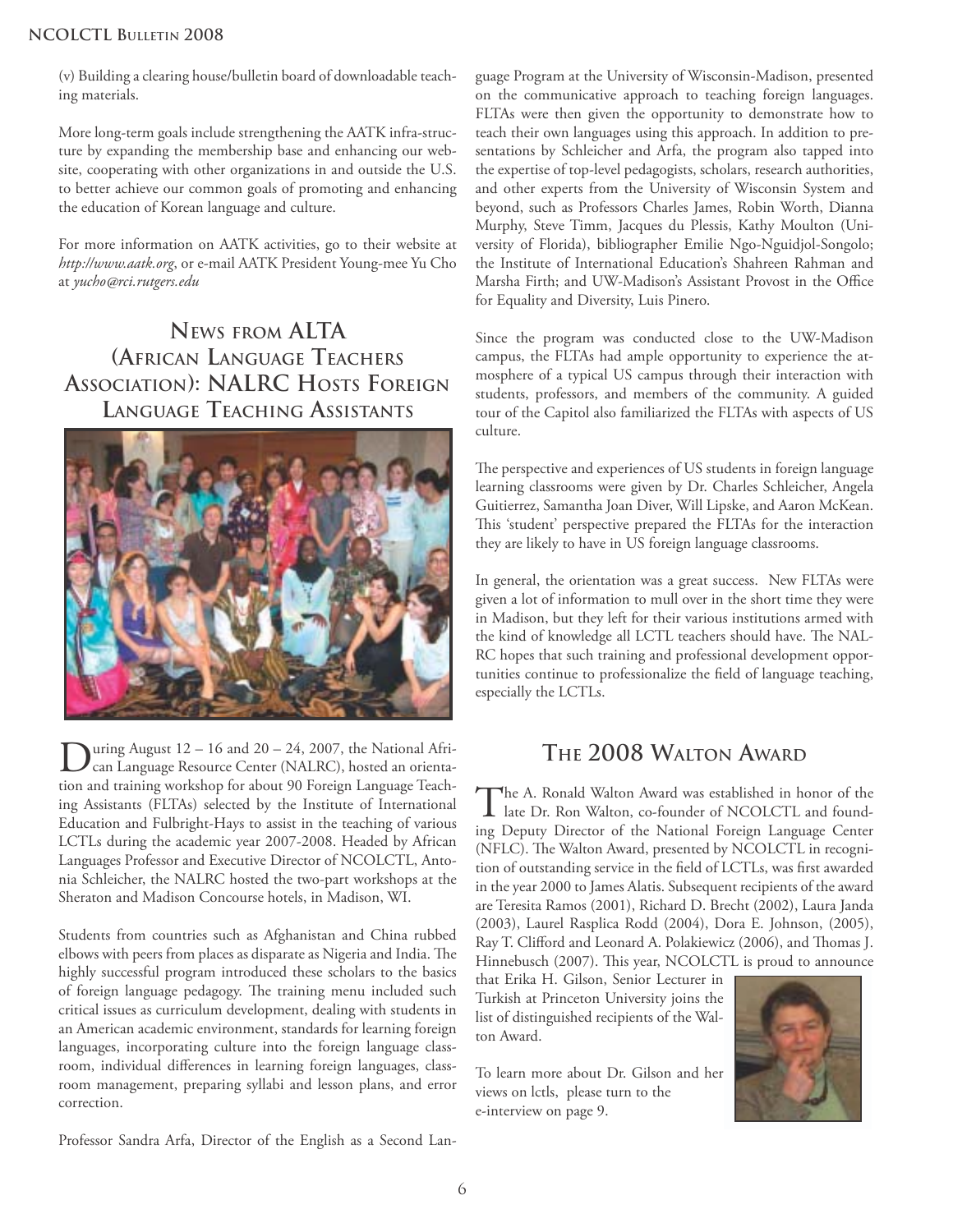(v) Building a clearing house/bulletin board of downloadable teaching materials.

More long-term goals include strengthening the AATK infra-structure by expanding the membership base and enhancing our website, cooperating with other organizations in and outside the U.S. to better achieve our common goals of promoting and enhancing the education of Korean language and culture.

For more information on AATK activities, go to their website at *http://www.aatk.org*, or e-mail AATK President Young-mee Yu Cho at *yucho@rci.rutgers.edu*

## News from ALTA (African Language Teachers Association): NALRC Hosts Foreign Language Teaching Assistants

During August 12 – 16 and 20 – 24, 2007, the National African Language Resource Center (NALRC), hosted an orientation and training workshop for about 90 Foreign Language Teaching Assistants (FLTAs) selected by the Institute of International Education and Fulbright-Hays to assist in the teaching of various LCTLs during the academic year 2007-2008. Headed by African Languages Professor and Executive Director of NCOLCTL, Antonia Schleicher, the NALRC hosted the two-part workshops at the Sheraton and Madison Concourse hotels, in Madison, WI.

Students from countries such as Afghanistan and China rubbed elbows with peers from places as disparate as Nigeria and India. The highly successful program introduced these scholars to the basics of foreign language pedagogy. The training menu included such critical issues as curriculum development, dealing with students in an American academic environment, standards for learning foreign languages, incorporating culture into the foreign language classroom, individual differences in learning foreign languages, classroom management, preparing syllabi and lesson plans, and error correction.

Professor Sandra Arfa, Director of the English as a Second Language Program at the University of Wisconsin-Madison, presented on the communicative approach to teaching foreign languages. FLTAs were then given the opportunity to demonstrate how to teach their own languages using this approach. In addition to presentations by Schleicher and Arfa, the program also tapped into the expertise of top-level pedagogists, scholars, research authorities, and other experts from the University of Wisconsin System and beyond, such as Professors Charles James, Robin Worth, Dianna Murphy, Steve Timm, Jacques du Plessis, Kathy Moulton (University of Florida), bibliographer Emilie Ngo-Nguidjol-Songolo; the Institute of International Education's Shahreen Rahman and Marsha Firth; and UW-Madison's Assistant Provost in the Office for Equality and Diversity, Luis Pinero.

Since the program was conducted close to the UW-Madison campus, the FLTAs had ample opportunity to experience the atmosphere of a typical US campus through their interaction with students, professors, and members of the community. A guided tour of the Capitol also familiarized the FLTAs with aspects of US culture.

The perspective and experiences of US students in foreign language learning classrooms were given by Dr. Charles Schleicher, Angela Guitierrez, Samantha Joan Diver, Will Lipske, and Aaron McKean. This 'student' perspective prepared the FLTAs for the interaction they are likely to have in US foreign language classrooms.

In general, the orientation was a great success. New FLTAs were given a lot of information to mull over in the short time they were in Madison, but they left for their various institutions armed with the kind of knowledge all LCTL teachers should have. The NALRC hopes that such training and professional development opportunities continue to professionalize the field of language teaching, especially the LCTLs.

## The 2008 Walton Award

The A. Ronald Walton Award was established in honor of the late Dr. Ron Walton, co-founder of NCOLCTL and founding Deputy Director of the National Foreign Language Center (NFLC). The Walton Award, presented by NCOLCTL in recognition of outstanding service in the field of LCTLs, was first awarded in the year 2000 to James Alatis. Subsequent recipients of the award are Teresita Ramos (2001), Richard D. Brecht (2002), Laura Janda (2003), Laurel Rasplica Rodd (2004), Dora E. Johnson, (2005), Ray T. Clifford and Leonard A. Polakiewicz (2006), and Thomas J. Hinnebusch (2007). This year, NCOLCTL is proud to announce that Erika H. Gilson, Senior Lecturer in Turkish at Princeton University joins the list of distinguished recipients of the Walton Award.

To learn more about Dr. Gilson and her views on lctls, please turn to the e-interview on page 9.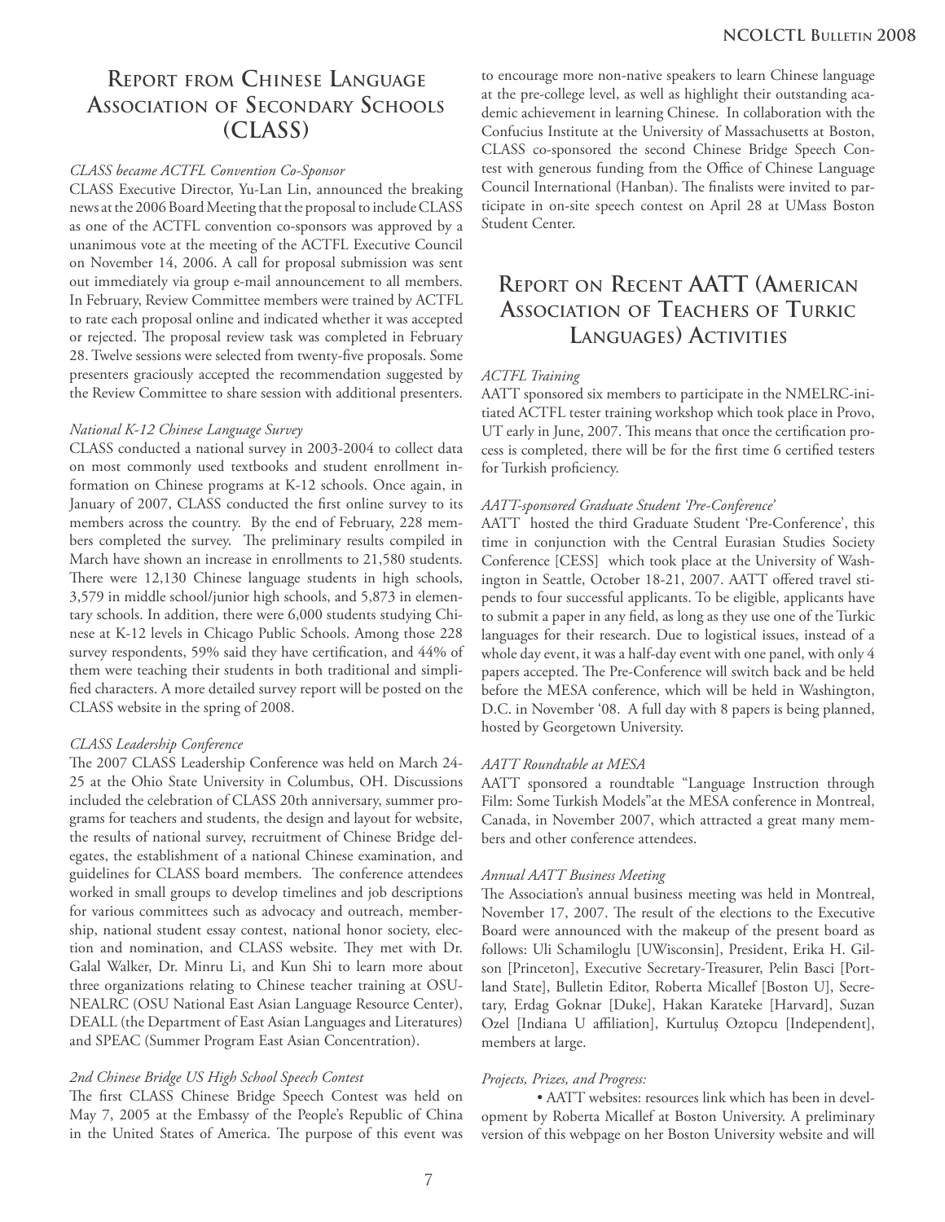## Report from Chinese Language Association of Secondary Schools (CLASS)

*CLASS became ACTFL Convention Co-Sponsor*

CLASS Executive Director, Yu-Lan Lin, announced the breaking news at the 2006 Board Meeting that the proposal to include CLASS as one of the ACTFL convention co-sponsors was approved by a unanimous vote at the meeting of the ACTFL Executive Council on November 14, 2006. A call for proposal submission was sent out immediately via group e-mail announcement to all members. In February, Review Committee members were trained by ACTFL to rate each proposal online and indicated whether it was accepted or rejected. The proposal review task was completed in February 28. Twelve sessions were selected from twenty-five proposals. Some presenters graciously accepted the recommendation suggested by the Review Committee to share session with additional presenters.

*National K-12 Chinese Language Survey*

CLASS conducted a national survey in 2003-2004 to collect data on most commonly used textbooks and student enrollment information on Chinese programs at K-12 schools. Once again, in January of 2007, CLASS conducted the first online survey to its members across the country. By the end of February, 228 members completed the survey. The preliminary results compiled in March have shown an increase in enrollments to 21,580 students. There were 12,130 Chinese language students in high schools, 3,579 in middle school/junior high schools, and 5,873 in elementary schools. In addition, there were 6,000 students studying Chinese at K-12 levels in Chicago Public Schools. Among those 228 survey respondents, 59% said they have certification, and 44% of them were teaching their students in both traditional and simplified characters. A more detailed survey report will be posted on the CLASS website in the spring of 2008.

*CLASS Leadership Conference*

The 2007 CLASS Leadership Conference was held on March 24-25 at the Ohio State University in Columbus, OH. Discussions included the celebration of CLASS 20th anniversary, summer programs for teachers and students, the design and layout for website, the results of national survey, recruitment of Chinese Bridge delegates, the establishment of a national Chinese examination, and guidelines for CLASS board members. The conference attendees worked in small groups to develop timelines and job descriptions for various committees such as advocacy and outreach, membership, national student essay contest, national honor society, election and nomination, and CLASS website. They met with Dr. Galal Walker, Dr. Minru Li, and Kun Shi to learn more about three organizations relating to Chinese teacher training at OSU-NEALRC (OSU National East Asian Language Resource Center), DEALL (the Department of East Asian Languages and Literatures) and SPEAC (Summer Program East Asian Concentration).

*2nd Chinese Bridge US High School Speech Contest*

The first CLASS Chinese Bridge Speech Contest was held on May 7, 2005 at the Embassy of the People's Republic of China in the United States of America. The purpose of this event was to encourage more non-native speakers to learn Chinese language at the pre-college level, as well as highlight their outstanding academic achievement in learning Chinese. In collaboration with the Confucius Institute at the University of Massachusetts at Boston, CLASS co-sponsored the second Chinese Bridge Speech Contest with generous funding from the Office of Chinese Language Council International (Hanban). The finalists were invited to participate in on-site speech contest on April 28 at UMass Boston Student Center.

## Report on Recent AATT (American Association of Teachers of Turkic Languages) Activities

*ACTFL Training*

AATT sponsored six members to participate in the NMELRC-initiated ACTFL tester training workshop which took place in Provo, UT early in June, 2007. This means that once the certification process is completed, there will be for the first time 6 certified testers for Turkish proficiency.

*AATT-sponsored Graduate Student 'Pre-Conference'*

AATT hosted the third Graduate Student 'Pre-Conference', this time in conjunction with the Central Eurasian Studies Society Conference [CESS] which took place at the University of Washington in Seattle, October 18-21, 2007. AATT offered travel stipends to four successful applicants. To be eligible, applicants have to submit a paper in any field, as long as they use one of the Turkic languages for their research. Due to logistical issues, instead of a whole day event, it was a half-day event with one panel, with only 4 papers accepted. The Pre-Conference will switch back and be held before the MESA conference, which will be held in Washington, D.C. in November '08. A full day with 8 papers is being planned, hosted by Georgetown University.

*AATT Roundtable at MESA*

AATT sponsored a roundtable "Language Instruction through Film: Some Turkish Models"at the MESA conference in Montreal, Canada, in November 2007, which attracted a great many members and other conference attendees.

*Annual AATT Business Meeting*

The Association's annual business meeting was held in Montreal, November 17, 2007. The result of the elections to the Executive Board were announced with the makeup of the present board as follows: Uli Schamiloglu [UWisconsin], President, Erika H. Gilson [Princeton], Executive Secretary-Treasurer, Pelin Basci [Portland State], Bulletin Editor, Roberta Micallef [Boston U], Secretary, Erdag Goknar [Duke], Hakan Karateke [Harvard], Suzan Ozel [Indiana U affiliation], Kurtuluş Oztopcu [Independent], members at large.

*Projects, Prizes, and Progress:*

- AATT websites: resources link which has been in development by Roberta Micallef at Boston University. A preliminary version of this webpage on her Boston University website and will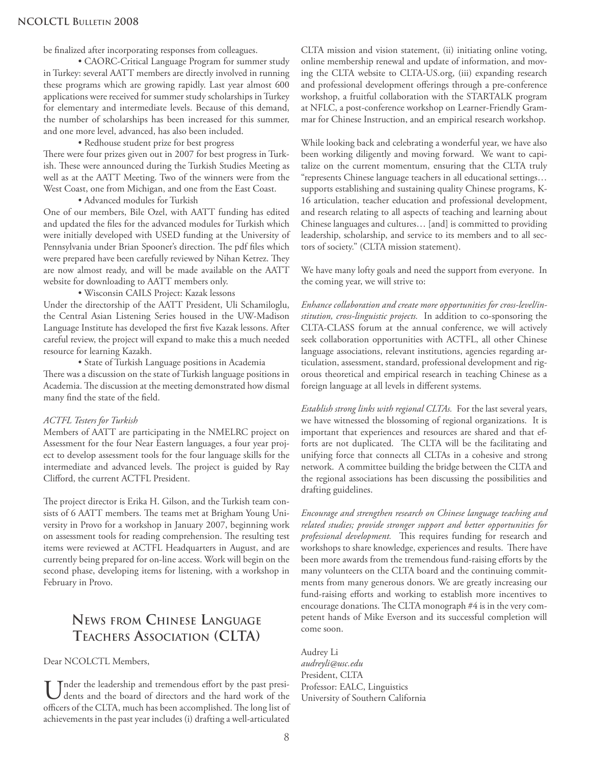be finalized after incorporating responses from colleagues.

• CAORC-Critical Language Program for summer study in Turkey: several AATT members are directly involved in running these programs which are growing rapidly. Last year almost 600 applications were received for summer study scholarships in Turkey for elementary and intermediate levels. Because of this demand, the number of scholarships has been increased for this summer, and one more level, advanced, has also been included.

• Redhouse student prize for best progress

There were four prizes given out in 2007 for best progress in Turkish. These were announced during the Turkish Studies Meeting as well as at the AATT Meeting. Two of the winners were from the West Coast, one from Michigan, and one from the East Coast.

• Advanced modules for Turkish

One of our members, Bile Ozel, with AATT funding has edited and updated the files for the advanced modules for Turkish which were initially developed with USED funding at the University of Pennsylvania under Brian Spooner's direction. The pdf files which were prepared have been carefully reviewed by Nihan Ketrez. They are now almost ready, and will be made available on the AATT website for downloading to AATT members only.

• Wisconsin CAILS Project: Kazak lessons

Under the directorship of the AATT President, Uli Schamiloglu, the Central Asian Listening Series housed in the UW-Madison Language Institute has developed the first five Kazak lessons. After careful review, the project will expand to make this a much needed resource for learning Kazakh.

• State of Turkish Language positions in Academia

There was a discussion on the state of Turkish language positions in Academia. The discussion at the meeting demonstrated how dismal many find the state of the field.

*ACTFL Testers for Turkish*

Members of AATT are participating in the NMELRC project on Assessment for the four Near Eastern languages, a four year project to develop assessment tools for the four language skills for the intermediate and advanced levels. The project is guided by Ray Clifford, the current ACTFL President.

The project director is Erika H. Gilson, and the Turkish team consists of 6 AATT members. The teams met at Brigham Young University in Provo for a workshop in January 2007, beginning work on assessment tools for reading comprehension. The resulting test items were reviewed at ACTFL Headquarters in August, and are currently being prepared for on-line access. Work will begin on the second phase, developing items for listening, with a workshop in February in Provo.

## News from Chinese Language Teachers Association (CLTA)

Dear NCOLCTL Members,

Under the leadership and tremendous effort by the past presidents and the board of directors and the hard work of the officers of the CLTA, much has been accomplished. The long list of achievements in the past year includes (i) drafting a well-articulated CLTA mission and vision statement, (ii) initiating online voting, online membership renewal and update of information, and moving the CLTA website to CLTA-US.org, (iii) expanding research and professional development offerings through a pre-conference workshop, a fruitful collaboration with the STARTALK program at NFLC, a post-conference workshop on Learner-Friendly Grammar for Chinese Instruction, and an empirical research workshop.

While looking back and celebrating a wonderful year, we have also been working diligently and moving forward. We want to capitalize on the current momentum, ensuring that the CLTA truly "represents Chinese language teachers in all educational settings… supports establishing and sustaining quality Chinese programs, K-16 articulation, teacher education and professional development, and research relating to all aspects of teaching and learning about Chinese languages and cultures… [and] is committed to providing leadership, scholarship, and service to its members and to all sectors of society." (CLTA mission statement).

We have many lofty goals and need the support from everyone. In the coming year, we will strive to:

*Enhance collaboration and create more opportunities for cross-level/institution, cross-linguistic projects.* In addition to co-sponsoring the CLTA-CLASS forum at the annual conference, we will actively seek collaboration opportunities with ACTFL, all other Chinese language associations, relevant institutions, agencies regarding articulation, assessment, standard, professional development and rigorous theoretical and empirical research in teaching Chinese as a foreign language at all levels in different systems.

*Establish strong links with regional CLTAs.* For the last several years, we have witnessed the blossoming of regional organizations. It is important that experiences and resources are shared and that efforts are not duplicated. The CLTA will be the facilitating and unifying force that connects all CLTAs in a cohesive and strong network. A committee building the bridge between the CLTA and the regional associations has been discussing the possibilities and drafting guidelines.

*Encourage and strengthen research on Chinese language teaching and related studies; provide stronger support and better opportunities for professional development.* This requires funding for research and workshops to share knowledge, experiences and results. There have been more awards from the tremendous fund-raising efforts by the many volunteers on the CLTA board and the continuing commitments from many generous donors. We are greatly increasing our fund-raising efforts and working to establish more incentives to encourage donations. The CLTA monograph #4 is in the very competent hands of Mike Everson and its successful completion will come soon.

Audrey Li  
*audreyli@usc.edu*  
President, CLTA  
Professor: EALC, Linguistics  
University of Southern California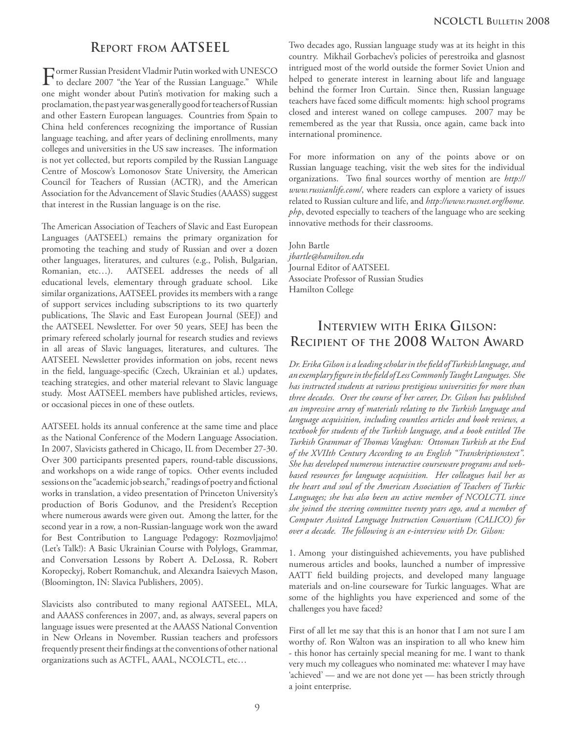## Report from AATSEEL

Former Russian President Vladimir Putin worked with UNESCO to declare 2007 "the Year of the Russian Language." While one might wonder about Putin's motivation for making such a proclamation, the past year was generally good for teachers of Russian and other Eastern European languages. Countries from Spain to China held conferences recognizing the importance of Russian language teaching, and after years of declining enrollments, many colleges and universities in the US saw increases. The information is not yet collected, but reports compiled by the Russian Language Centre of Moscow's Lomonosov State University, the American Council for Teachers of Russian (ACTR), and the American Association for the Advancement of Slavic Studies (AAASS) suggest that interest in the Russian language is on the rise.

The American Association of Teachers of Slavic and East European Languages (AATSEEL) remains the primary organization for promoting the teaching and study of Russian and over a dozen other languages, literatures, and cultures (e.g., Polish, Bulgarian, Romanian, etc…). AATSEEL addresses the needs of all educational levels, elementary through graduate school. Like similar organizations, AATSEEL provides its members with a range of support services including subscriptions to its two quarterly publications, The Slavic and East European Journal (SEEJ) and the AATSEEL Newsletter. For over 50 years, SEEJ has been the primary refereed scholarly journal for research studies and reviews in all areas of Slavic languages, literatures, and cultures. The AATSEEL Newsletter provides information on jobs, recent news in the field, language-specific (Czech, Ukrainian et al.) updates, teaching strategies, and other material relevant to Slavic language study. Most AATSEEL members have published articles, reviews, or occasional pieces in one of these outlets.

AATSEEL holds its annual conference at the same time and place as the National Conference of the Modern Language Association. In 2007, Slavicists gathered in Chicago, IL from December 27-30. Over 300 participants presented papers, round-table discussions, and workshops on a wide range of topics. Other events included sessions on the "academic job search," readings of poetry and fictional works in translation, a video presentation of Princeton University's production of Boris Godunov, and the President's Reception where numerous awards were given out. Among the latter, for the second year in a row, a non-Russian-language work won the award for Best Contribution to Language Pedagogy: Rozmovljajmo! (Let's Talk!): A Basic Ukrainian Course with Polylogs, Grammar, and Conversation Lessons by Robert A. DeLossa, R. Robert Koropeckyj, Robert Romanchuk, and Alexandra Isaievych Mason, (Bloomington, IN: Slavica Publishers, 2005).

Slavicists also contributed to many regional AATSEEL, MLA, and AAASS conferences in 2007, and, as always, several papers on language issues were presented at the AAASS National Convention in New Orleans in November. Russian teachers and professors frequently present their findings at the conventions of other national organizations such as ACTFL, AAAL, NCOLCTL, etc…

Two decades ago, Russian language study was at its height in this country. Mikhail Gorbachev's policies of perestroika and glasnost intrigued most of the world outside the former Soviet Union and helped to generate interest in learning about life and language behind the former Iron Curtain. Since then, Russian language teachers have faced some difficult moments: high school programs closed and interest waned on college campuses. 2007 may be remembered as the year that Russia, once again, came back into international prominence.

For more information on any of the points above or on Russian language teaching, visit the web sites for the individual organizations. Two final sources worthy of mention are *http://www.russianlife.com/*, where readers can explore a variety of issues related to Russian culture and life, and *http://www.russnet.org/home.php*, devoted especially to teachers of the language who are seeking innovative methods for their classrooms.

John Bartle
*jbartle@hamilton.edu*
Journal Editor of AATSEEL
Associate Professor of Russian Studies
Hamilton College

## Interview with Erika Gilson: Recipient of the 2008 Walton Award

*Dr. Erika Gilson is a leading scholar in the field of Turkish language, and an exemplary figure in the field of Less Commonly Taught Languages. She has instructed students at various prestigious universities for more than three decades. Over the course of her career, Dr. Gilson has published an impressive array of materials relating to the Turkish language and language acquisition, including countless articles and book reviews, a textbook for students of the Turkish language, and a book entitled The Turkish Grammar of Thomas Vaughan: Ottoman Turkish at the End of the XVIIth Century According to an English "Transkriptionstext". She has developed numerous interactive courseware programs and web-based resources for language acquisition. Her colleagues hail her as the heart and soul of the American Association of Teachers of Turkic Languages; she has also been an active member of NCOLCTL since she joined the steering committee twenty years ago, and a member of Computer Assisted Language Instruction Consortium (CALICO) for over a decade. The following is an e-interview with Dr. Gilson:*

1. Among your distinguished achievements, you have published numerous articles and books, launched a number of impressive AATT field building projects, and developed many language materials and on-line courseware for Turkic languages. What are some of the highlights you have experienced and some of the challenges you have faced?

First of all let me say that this is an honor that I am not sure I am worthy of. Ron Walton was an inspiration to all who knew him - this honor has certainly special meaning for me. I want to thank very much my colleagues who nominated me: whatever I may have 'achieved' — and we are not done yet — has been strictly through a joint enterprise.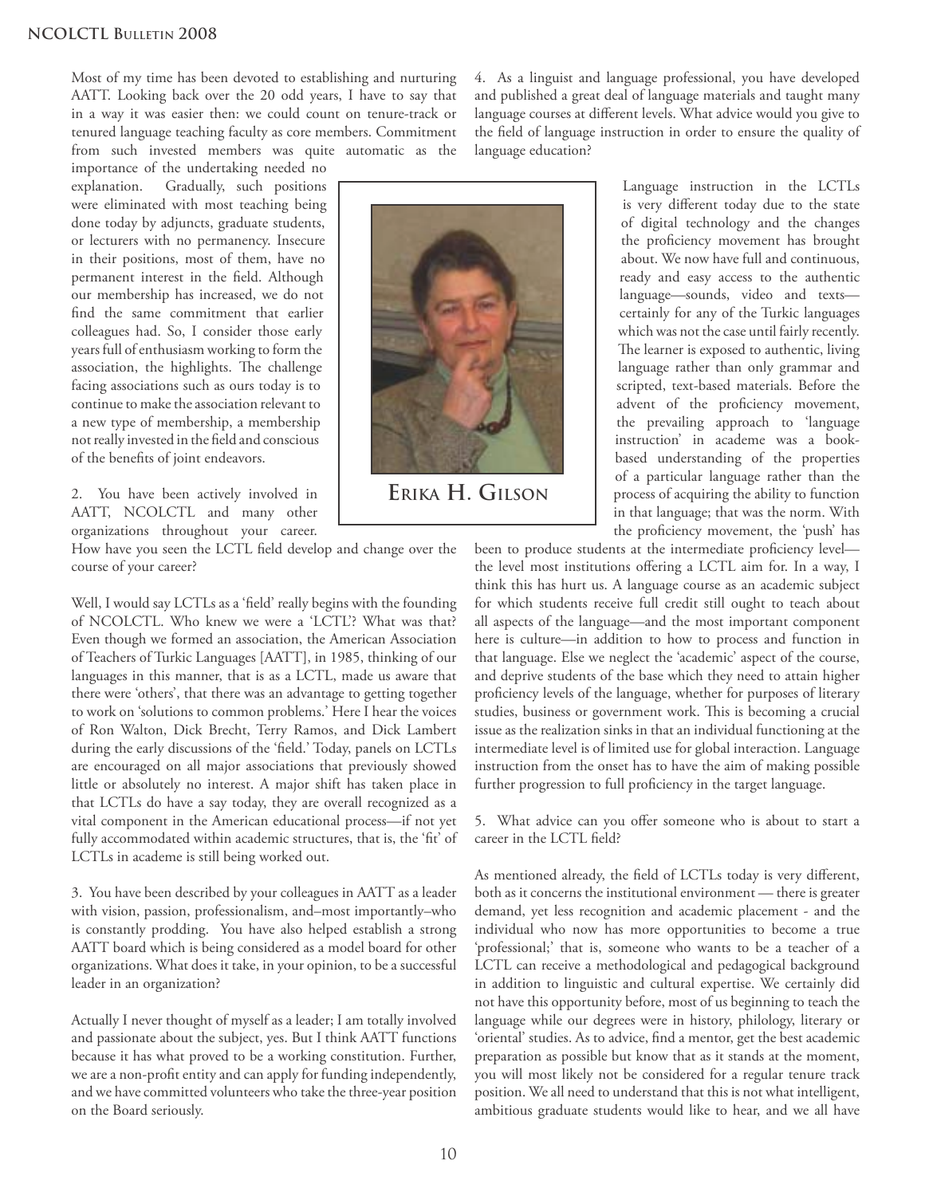Most of my time has been devoted to establishing and nurturing AATT. Looking back over the 20 odd years, I have to say that in a way it was easier then: we could count on tenure-track or tenured language teaching faculty as core members. Commitment from such invested members was quite automatic as the importance of the undertaking needed no explanation. Gradually, such positions were eliminated with most teaching being done today by adjuncts, graduate students, or lecturers with no permanency. Insecure in their positions, most of them, have no permanent interest in the field. Although our membership has increased, we do not find the same commitment that earlier colleagues had. So, I consider those early years full of enthusiasm working to form the association, the highlights. The challenge facing associations such as ours today is to continue to make the association relevant to a new type of membership, a membership not really invested in the field and conscious of the benefits of joint endeavors.

2. You have been actively involved in AATT, NCOLCTL and many other organizations throughout your career. How have you seen the LCTL field develop and change over the course of your career?

Well, I would say LCTLs as a 'field' really begins with the founding of NCOLCTL. Who knew we were a 'LCTL'? What was that? Even though we formed an association, the American Association of Teachers of Turkic Languages [AATT], in 1985, thinking of our languages in this manner, that is as a LCTL, made us aware that there were 'others', that there was an advantage to getting together to work on 'solutions to common problems.' Here I hear the voices of Ron Walton, Dick Brecht, Terry Ramos, and Dick Lambert during the early discussions of the 'field.' Today, panels on LCTLs are encouraged on all major associations that previously showed little or absolutely no interest. A major shift has taken place in that LCTLs do have a say today, they are overall recognized as a vital component in the American educational process—if not yet fully accommodated within academic structures, that is, the 'fit' of LCTLs in academe is still being worked out.

3. You have been described by your colleagues in AATT as a leader with vision, passion, professionalism, and–most importantly–who is constantly prodding. You have also helped establish a strong AATT board which is being considered as a model board for other organizations. What does it take, in your opinion, to be a successful leader in an organization?

Actually I never thought of myself as a leader; I am totally involved and passionate about the subject, yes. But I think AATT functions because it has what proved to be a working constitution. Further, we are a non-profit entity and can apply for funding independently, and we have committed volunteers who take the three-year position on the Board seriously.

**Erika H. Gilson**

4. As a linguist and language professional, you have developed and published a great deal of language materials and taught many language courses at different levels. What advice would you give to the field of language instruction in order to ensure the quality of language education?

Language instruction in the LCTLs is very different today due to the state of digital technology and the changes the proficiency movement has brought about. We now have full and continuous, ready and easy access to the authentic language—sounds, video and texts—certainly for any of the Turkic languages which was not the case until fairly recently. The learner is exposed to authentic, living language rather than only grammar and scripted, text-based materials. Before the advent of the proficiency movement, the prevailing approach to 'language instruction' in academe was a book-based understanding of the properties of a particular language rather than the process of acquiring the ability to function in that language; that was the norm. With the proficiency movement, the 'push' has been to produce students at the intermediate proficiency level—the level most institutions offering a LCTL aim for. In a way, I think this has hurt us. A language course as an academic subject for which students receive full credit still ought to teach about all aspects of the language—and the most important component here is culture—in addition to how to process and function in that language. Else we neglect the 'academic' aspect of the course, and deprive students of the base which they need to attain higher proficiency levels of the language, whether for purposes of literary studies, business or government work. This is becoming a crucial issue as the realization sinks in that an individual functioning at the intermediate level is of limited use for global interaction. Language instruction from the onset has to have the aim of making possible further progression to full proficiency in the target language.

5. What advice can you offer someone who is about to start a career in the LCTL field?

As mentioned already, the field of LCTLs today is very different, both as it concerns the institutional environment — there is greater demand, yet less recognition and academic placement - and the individual who now has more opportunities to become a true 'professional;' that is, someone who wants to be a teacher of a LCTL can receive a methodological and pedagogical background in addition to linguistic and cultural expertise. We certainly did not have this opportunity before, most of us beginning to teach the language while our degrees were in history, philology, literary or 'oriental' studies. As to advice, find a mentor, get the best academic preparation as possible but know that as it stands at the moment, you will most likely not be considered for a regular tenure track position. We all need to understand that this is not what intelligent, ambitious graduate students would like to hear, and we all have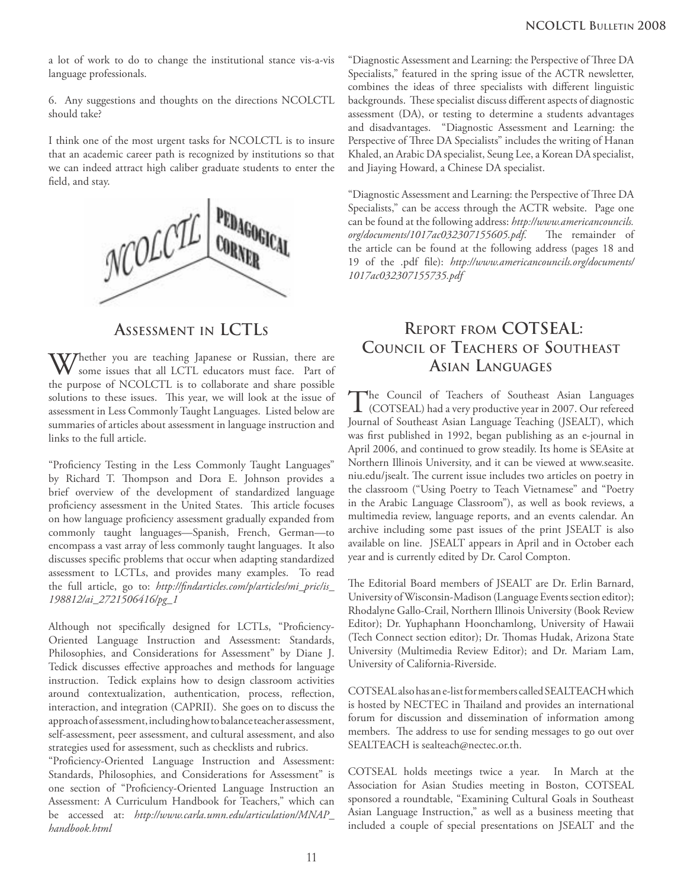a lot of work to do to change the institutional stance vis-a-vis language professionals.

6. Any suggestions and thoughts on the directions NCOLCTL should take?

I think one of the most urgent tasks for NCOLCTL is to insure that an academic career path is recognized by institutions so that we can indeed attract high caliber graduate students to enter the field, and stay.

NCOLCTL PEDAGOGICAL CORNER

## Assessment in LCTLs

Whether you are teaching Japanese or Russian, there are some issues that all LCTL educators must face. Part of the purpose of NCOLCTL is to collaborate and share possible solutions to these issues. This year, we will look at the issue of assessment in Less Commonly Taught Languages. Listed below are summaries of articles about assessment in language instruction and links to the full article.

"Proficiency Testing in the Less Commonly Taught Languages" by Richard T. Thompson and Dora E. Johnson provides a brief overview of the development of standardized language proficiency assessment in the United States. This article focuses on how language proficiency assessment gradually expanded from commonly taught languages—Spanish, French, German—to encompass a vast array of less commonly taught languages. It also discusses specific problems that occur when adapting standardized assessment to LCTLs, and provides many examples. To read the full article, go to: *http://findarticles.com/p/articles/mi_pric/is_198812/ai_2721506416/pg_1*

Although not specifically designed for LCTLs, "Proficiency-Oriented Language Instruction and Assessment: Standards, Philosophies, and Considerations for Assessment" by Diane J. Tedick discusses effective approaches and methods for language instruction. Tedick explains how to design classroom activities around contextualization, authentication, process, reflection, interaction, and integration (CAPRII). She goes on to discuss the approach of assessment, including how to balance teacher assessment, self-assessment, peer assessment, and cultural assessment, and also strategies used for assessment, such as checklists and rubrics.

"Proficiency-Oriented Language Instruction and Assessment: Standards, Philosophies, and Considerations for Assessment" is one section of "Proficiency-Oriented Language Instruction an Assessment: A Curriculum Handbook for Teachers," which can be accessed at: *http://www.carla.umn.edu/articulation/MNAP_handbook.html*

"Diagnostic Assessment and Learning: the Perspective of Three DA Specialists," featured in the spring issue of the ACTR newsletter, combines the ideas of three specialists with different linguistic backgrounds. These specialist discuss different aspects of diagnostic assessment (DA), or testing to determine a students advantages and disadvantages. "Diagnostic Assessment and Learning: the Perspective of Three DA Specialists" includes the writing of Hanan Khaled, an Arabic DA specialist, Seung Lee, a Korean DA specialist, and Jiaying Howard, a Chinese DA specialist.

"Diagnostic Assessment and Learning: the Perspective of Three DA Specialists," can be access through the ACTR website. Page one can be found at the following address: *http://www.americancouncils.org/documents/1017ac032307155605.pdf*. The remainder of the article can be found at the following address (pages 18 and 19 of the .pdf file): *http://www.americancouncils.org/documents/1017ac032307155735.pdf*

## Report from COTSEAL: Council of Teachers of Southeast Asian Languages

The Council of Teachers of Southeast Asian Languages (COTSEAL) had a very productive year in 2007. Our refereed Journal of Southeast Asian Language Teaching (JSEALT), which was first published in 1992, began publishing as an e-journal in April 2006, and continued to grow steadily. Its home is SEAsite at Northern Illinois University, and it can be viewed at www.seasite.niu.edu/jsealt. The current issue includes two articles on poetry in the classroom ("Using Poetry to Teach Vietnamese" and "Poetry in the Arabic Language Classroom"), as well as book reviews, a multimedia review, language reports, and an events calendar. An archive including some past issues of the print JSEALT is also available on line. JSEALT appears in April and in October each year and is currently edited by Dr. Carol Compton.

The Editorial Board members of JSEALT are Dr. Erlin Barnard, University of Wisconsin-Madison (Language Events section editor); Rhodalyne Gallo-Crail, Northern Illinois University (Book Review Editor); Dr. Yuphaphann Hoonchamlong, University of Hawaii (Tech Connect section editor); Dr. Thomas Hudak, Arizona State University (Multimedia Review Editor); and Dr. Mariam Lam, University of California-Riverside.

COTSEAL also has an e-list for members called SEALTEACH which is hosted by NECTEC in Thailand and provides an international forum for discussion and dissemination of information among members. The address to use for sending messages to go out over SEALTEACH is sealteach@nectec.or.th.

COTSEAL holds meetings twice a year. In March at the Association for Asian Studies meeting in Boston, COTSEAL sponsored a roundtable, "Examining Cultural Goals in Southeast Asian Language Instruction," as well as a business meeting that included a couple of special presentations on JSEALT and the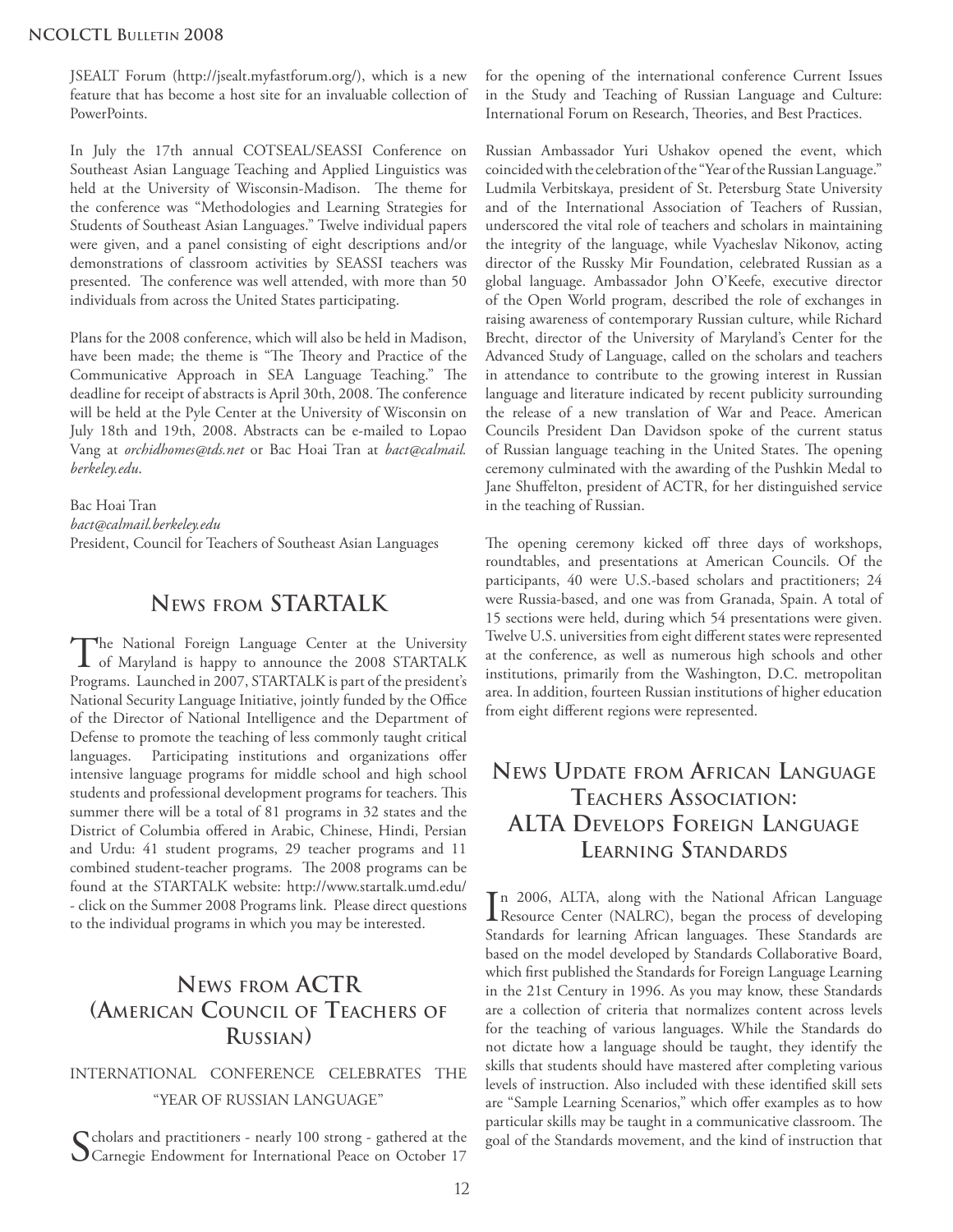JSEALT Forum (http://jsealt.myfastforum.org/), which is a new feature that has become a host site for an invaluable collection of PowerPoints.

In July the 17th annual COTSEAL/SEASSI Conference on Southeast Asian Language Teaching and Applied Linguistics was held at the University of Wisconsin-Madison. The theme for the conference was "Methodologies and Learning Strategies for Students of Southeast Asian Languages." Twelve individual papers were given, and a panel consisting of eight descriptions and/or demonstrations of classroom activities by SEASSI teachers was presented. The conference was well attended, with more than 50 individuals from across the United States participating.

Plans for the 2008 conference, which will also be held in Madison, have been made; the theme is "The Theory and Practice of the Communicative Approach in SEA Language Teaching." The deadline for receipt of abstracts is April 30th, 2008. The conference will be held at the Pyle Center at the University of Wisconsin on July 18th and 19th, 2008. Abstracts can be e-mailed to Lopao Vang at *orchidhomes@tds.net* or Bac Hoai Tran at *bact@calmail.berkeley.edu*.

Bac Hoai Tran
*bact@calmail.berkeley.edu*
President, Council for Teachers of Southeast Asian Languages

## News from STARTALK

The National Foreign Language Center at the University of Maryland is happy to announce the 2008 STARTALK Programs. Launched in 2007, STARTALK is part of the president's National Security Language Initiative, jointly funded by the Office of the Director of National Intelligence and the Department of Defense to promote the teaching of less commonly taught critical languages. Participating institutions and organizations offer intensive language programs for middle school and high school students and professional development programs for teachers. This summer there will be a total of 81 programs in 32 states and the District of Columbia offered in Arabic, Chinese, Hindi, Persian and Urdu: 41 student programs, 29 teacher programs and 11 combined student-teacher programs. The 2008 programs can be found at the STARTALK website: http://www.startalk.umd.edu/ - click on the Summer 2008 Programs link. Please direct questions to the individual programs in which you may be interested.

## News from ACTR (American Council of Teachers of Russian)

### INTERNATIONAL CONFERENCE CELEBRATES THE "YEAR OF RUSSIAN LANGUAGE"

Scholars and practitioners - nearly 100 strong - gathered at the Carnegie Endowment for International Peace on October 17 for the opening of the international conference Current Issues in the Study and Teaching of Russian Language and Culture: International Forum on Research, Theories, and Best Practices.

Russian Ambassador Yuri Ushakov opened the event, which coincided with the celebration of the "Year of the Russian Language." Ludmila Verbitskaya, president of St. Petersburg State University and of the International Association of Teachers of Russian, underscored the vital role of teachers and scholars in maintaining the integrity of the language, while Vyacheslav Nikonov, acting director of the Russky Mir Foundation, celebrated Russian as a global language. Ambassador John O'Keefe, executive director of the Open World program, described the role of exchanges in raising awareness of contemporary Russian culture, while Richard Brecht, director of the University of Maryland's Center for the Advanced Study of Language, called on the scholars and teachers in attendance to contribute to the growing interest in Russian language and literature indicated by recent publicity surrounding the release of a new translation of War and Peace. American Councils President Dan Davidson spoke of the current status of Russian language teaching in the United States. The opening ceremony culminated with the awarding of the Pushkin Medal to Jane Shuffelton, president of ACTR, for her distinguished service in the teaching of Russian.

The opening ceremony kicked off three days of workshops, roundtables, and presentations at American Councils. Of the participants, 40 were U.S.-based scholars and practitioners; 24 were Russia-based, and one was from Granada, Spain. A total of 15 sections were held, during which 54 presentations were given. Twelve U.S. universities from eight different states were represented at the conference, as well as numerous high schools and other institutions, primarily from the Washington, D.C. metropolitan area. In addition, fourteen Russian institutions of higher education from eight different regions were represented.

## News Update from African Language Teachers Association: ALTA Develops Foreign Language Learning Standards

In 2006, ALTA, along with the National African Language Resource Center (NALRC), began the process of developing Standards for learning African languages. These Standards are based on the model developed by Standards Collaborative Board, which first published the Standards for Foreign Language Learning in the 21st Century in 1996. As you may know, these Standards are a collection of criteria that normalizes content across levels for the teaching of various languages. While the Standards do not dictate how a language should be taught, they identify the skills that students should have mastered after completing various levels of instruction. Also included with these identified skill sets are "Sample Learning Scenarios," which offer examples as to how particular skills may be taught in a communicative classroom. The goal of the Standards movement, and the kind of instruction that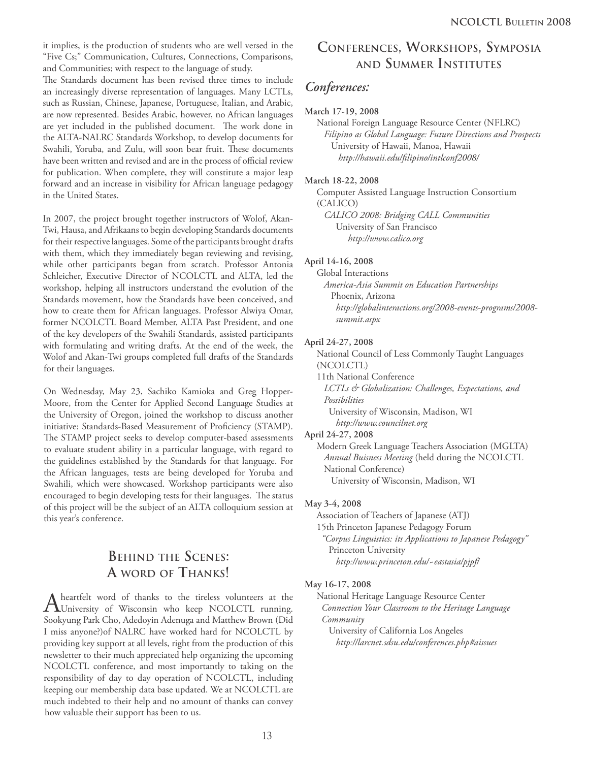it implies, is the production of students who are well versed in the "Five Cs;" Communication, Cultures, Connections, Comparisons, and Communities; with respect to the language of study.

The Standards document has been revised three times to include an increasingly diverse representation of languages. Many LCTLs, such as Russian, Chinese, Japanese, Portuguese, Italian, and Arabic, are now represented. Besides Arabic, however, no African languages are yet included in the published document. The work done in the ALTA-NALRC Standards Workshop, to develop documents for Swahili, Yoruba, and Zulu, will soon bear fruit. These documents have been written and revised and are in the process of official review for publication. When complete, they will constitute a major leap forward and an increase in visibility for African language pedagogy in the United States.

In 2007, the project brought together instructors of Wolof, Akan-Twi, Hausa, and Afrikaans to begin developing Standards documents for their respective languages. Some of the participants brought drafts with them, which they immediately began reviewing and revising, while other participants began from scratch. Professor Antonia Schleicher, Executive Director of NCOLCTL and ALTA, led the workshop, helping all instructors understand the evolution of the Standards movement, how the Standards have been conceived, and how to create them for African languages. Professor Alwiya Omar, former NCOLCTL Board Member, ALTA Past President, and one of the key developers of the Swahili Standards, assisted participants with formulating and writing drafts. At the end of the week, the Wolof and Akan-Twi groups completed full drafts of the Standards for their languages.

On Wednesday, May 23, Sachiko Kamioka and Greg Hopper-Moore, from the Center for Applied Second Language Studies at the University of Oregon, joined the workshop to discuss another initiative: Standards-Based Measurement of Proficiency (STAMP). The STAMP project seeks to develop computer-based assessments to evaluate student ability in a particular language, with regard to the guidelines established by the Standards for that language. For the African languages, tests are being developed for Yoruba and Swahili, which were showcased. Workshop participants were also encouraged to begin developing tests for their languages. The status of this project will be the subject of an ALTA colloquium session at this year's conference.

## Behind the Scenes: A word of Thanks!

A heartfelt word of thanks to the tireless volunteers at the University of Wisconsin who keep NCOLCTL running. Sookyung Park Cho, Adedoyin Adenuga and Matthew Brown (Did I miss anyone?)of NALRC have worked hard for NCOLCTL by providing key support at all levels, right from the production of this newsletter to their much appreciated help organizing the upcoming NCOLCTL conference, and most importantly to taking on the responsibility of day to day operation of NCOLCTL, including keeping our membership data base updated. We at NCOLCTL are much indebted to their help and no amount of thanks can convey how valuable their support has been to us.

## Conferences, Workshops, Symposia and Summer Institutes

### *Conferences:*

**March 17-19, 2008**
National Foreign Language Resource Center (NFLRC)
*Filipino as Global Language: Future Directions and Prospects*
University of Hawaii, Manoa, Hawaii
*http://hawaii.edu/filipino/intlconf2008/*

**March 18-22, 2008**
Computer Assisted Language Instruction Consortium (CALICO)
*CALICO 2008: Bridging CALL Communities*
University of San Francisco
*http://www.calico.org*

**April 14-16, 2008**
Global Interactions
*America-Asia Summit on Education Partnerships*
Phoenix, Arizona
*http://globalinteractions.org/2008-events-programs/2008-summit.aspx*

**April 24-27, 2008**
National Council of Less Commonly Taught Languages (NCOLCTL)
11th National Conference
*LCTLs & Globalization: Challenges, Expectations, and Possibilities*
University of Wisconsin, Madison, WI
*http://www.councilnet.org*

**April 24-27, 2008**
Modern Greek Language Teachers Association (MGLTA)
*Annual Buisness Meeting* (held during the NCOLCTL National Conference)
University of Wisconsin, Madison, WI

**May 3-4, 2008**
Association of Teachers of Japanese (ATJ)
15th Princeton Japanese Pedagogy Forum
*"Corpus Linguistics: its Applications to Japanese Pedagogy"*
Princeton University
*http://www.princeton.edu/~eastasia/pjpf/*

**May 16-17, 2008**
National Heritage Language Resource Center
*Connection Your Classroom to the Heritage Language Community*
University of California Los Angeles
*http://larcnet.sdsu.edu/conferences.php#aissues*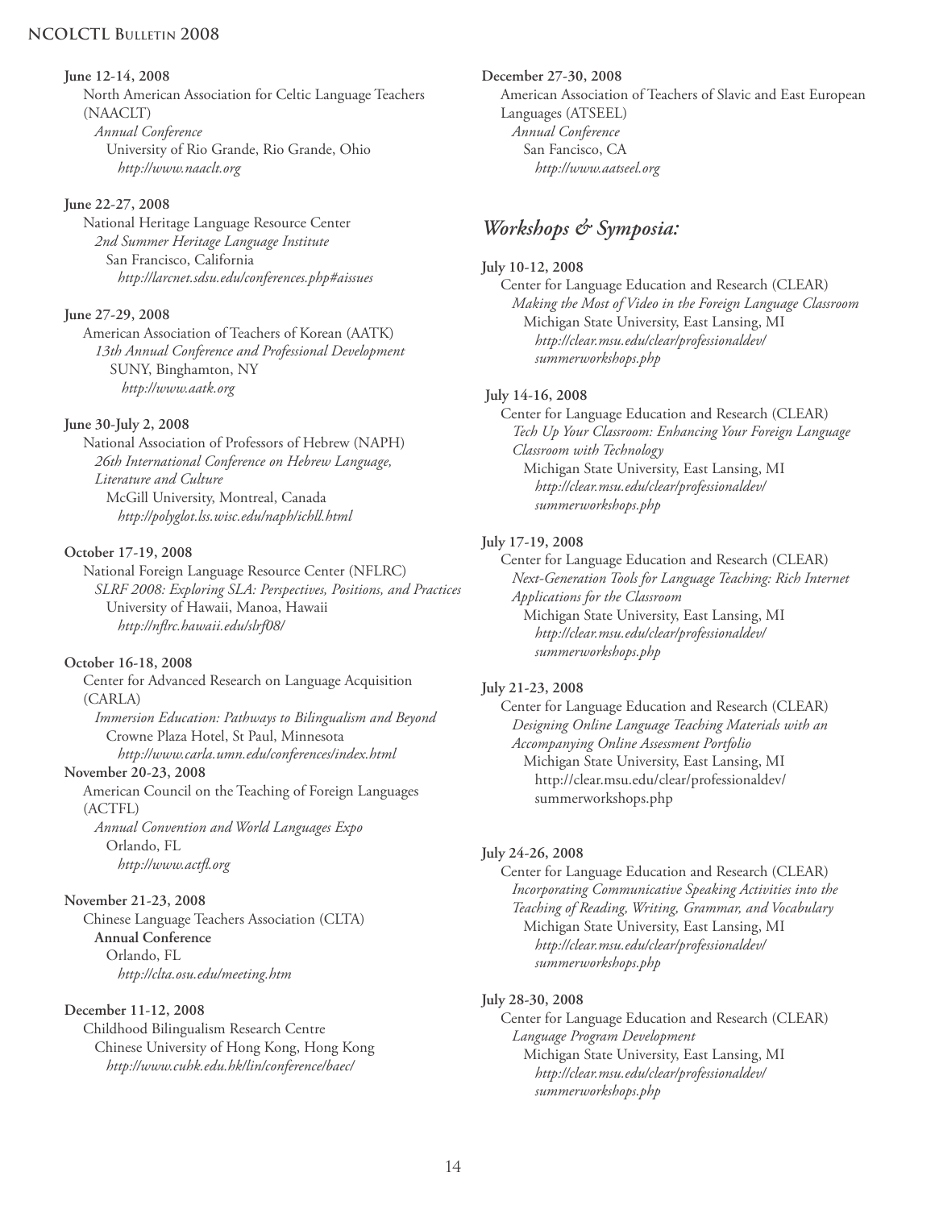**June 12-14, 2008**
North American Association for Celtic Language Teachers (NAACLT)
*Annual Conference*
University of Rio Grande, Rio Grande, Ohio
*http://www.naaclt.org*

**June 22-27, 2008**
National Heritage Language Resource Center
*2nd Summer Heritage Language Institute*
San Francisco, California
*http://larcnet.sdsu.edu/conferences.php#aissues*

**June 27-29, 2008**
American Association of Teachers of Korean (AATK)
*13th Annual Conference and Professional Development*
SUNY, Binghamton, NY
*http://www.aatk.org*

**June 30-July 2, 2008**
National Association of Professors of Hebrew (NAPH)
*26th International Conference on Hebrew Language, Literature and Culture*
McGill University, Montreal, Canada
*http://polyglot.lss.wisc.edu/naph/ichll.html*

**October 17-19, 2008**
National Foreign Language Resource Center (NFLRC)
*SLRF 2008: Exploring SLA: Perspectives, Positions, and Practices*
University of Hawaii, Manoa, Hawaii
*http://nflrc.hawaii.edu/slrf08/*

**October 16-18, 2008**
Center for Advanced Research on Language Acquisition (CARLA)
*Immersion Education: Pathways to Bilingualism and Beyond*
Crowne Plaza Hotel, St Paul, Minnesota
*http://www.carla.umn.edu/conferences/index.html*

**November 20-23, 2008**
American Council on the Teaching of Foreign Languages (ACTFL)
*Annual Convention and World Languages Expo*
Orlando, FL
*http://www.actfl.org*

**November 21-23, 2008**
Chinese Language Teachers Association (CLTA)
**Annual Conference**
Orlando, FL
*http://clta.osu.edu/meeting.htm*

**December 11-12, 2008**
Childhood Bilingualism Research Centre
Chinese University of Hong Kong, Hong Kong
*http://www.cuhk.edu.hk/lin/conference/baec/*

**December 27-30, 2008**
American Association of Teachers of Slavic and East European Languages (ATSEEL)
*Annual Conference*
San Fancisco, CA
*http://www.aatseel.org*

## *Workshops & Symposia:*

**July 10-12, 2008**
Center for Language Education and Research (CLEAR)
*Making the Most of Video in the Foreign Language Classroom*
Michigan State University, East Lansing, MI
*http://clear.msu.edu/clear/professionaldev/summerworkshops.php*

**July 14-16, 2008**
Center for Language Education and Research (CLEAR)
*Tech Up Your Classroom: Enhancing Your Foreign Language Classroom with Technology*
Michigan State University, East Lansing, MI
*http://clear.msu.edu/clear/professionaldev/summerworkshops.php*

**July 17-19, 2008**
Center for Language Education and Research (CLEAR)
*Next-Generation Tools for Language Teaching: Rich Internet Applications for the Classroom*
Michigan State University, East Lansing, MI
*http://clear.msu.edu/clear/professionaldev/summerworkshops.php*

**July 21-23, 2008**
Center for Language Education and Research (CLEAR)
*Designing Online Language Teaching Materials with an Accompanying Online Assessment Portfolio*
Michigan State University, East Lansing, MI
http://clear.msu.edu/clear/professionaldev/summerworkshops.php

**July 24-26, 2008**
Center for Language Education and Research (CLEAR)
*Incorporating Communicative Speaking Activities into the Teaching of Reading, Writing, Grammar, and Vocabulary*
Michigan State University, East Lansing, MI
*http://clear.msu.edu/clear/professionaldev/summerworkshops.php*

**July 28-30, 2008**
Center for Language Education and Research (CLEAR)
*Language Program Development*
Michigan State University, East Lansing, MI
*http://clear.msu.edu/clear/professionaldev/summerworkshops.php*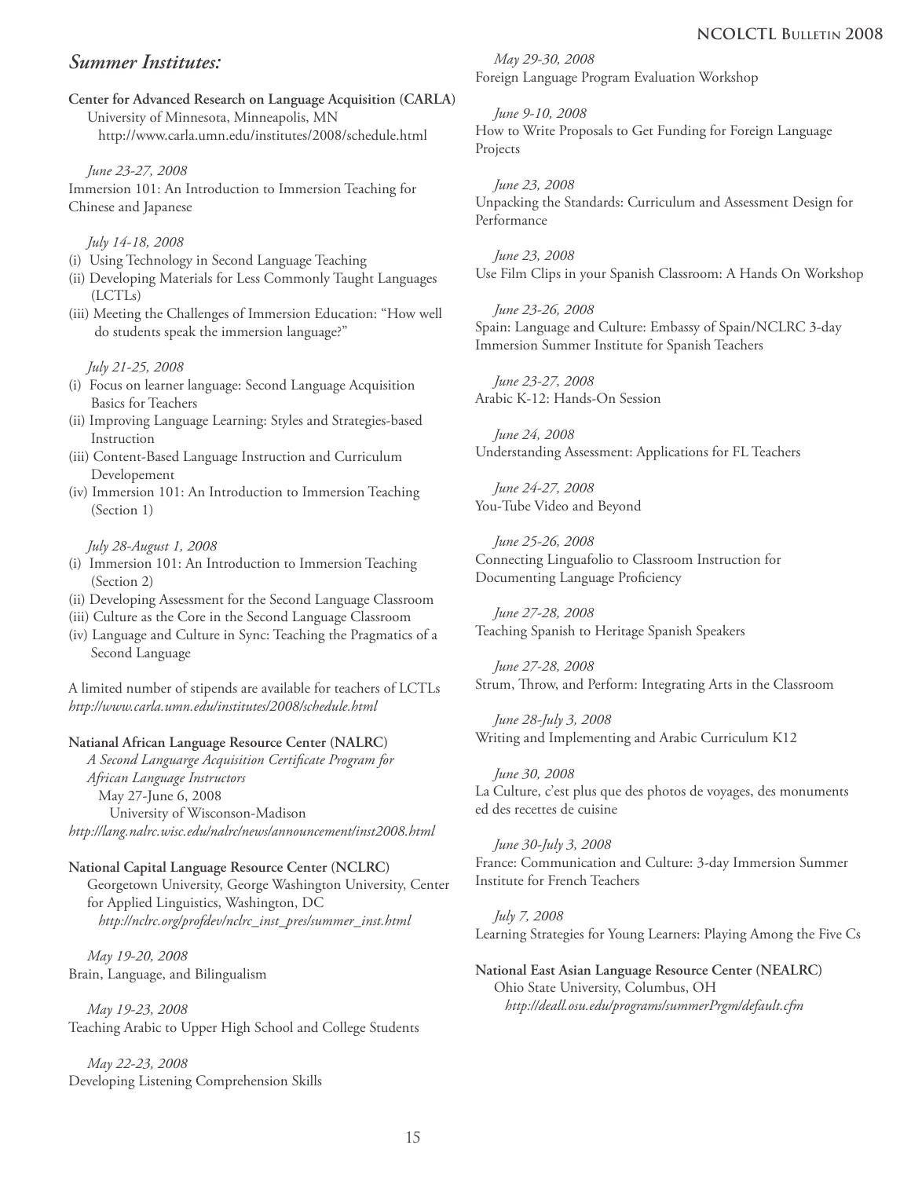## *Summer Institutes:*

**Center for Advanced Research on Language Acquisition (CARLA)**
University of Minnesota, Minneapolis, MN
http://www.carla.umn.edu/institutes/2008/schedule.html

*June 23-27, 2008*
Immersion 101: An Introduction to Immersion Teaching for Chinese and Japanese

*July 14-18, 2008*
(i) Using Technology in Second Language Teaching
(ii) Developing Materials for Less Commonly Taught Languages (LCTLs)
(iii) Meeting the Challenges of Immersion Education: "How well do students speak the immersion language?"

*July 21-25, 2008*
(i) Focus on learner language: Second Language Acquisition Basics for Teachers
(ii) Improving Language Learning: Styles and Strategies-based Instruction
(iii) Content-Based Language Instruction and Curriculum Developement
(iv) Immersion 101: An Introduction to Immersion Teaching (Section 1)

*July 28-August 1, 2008*
(i) Immersion 101: An Introduction to Immersion Teaching (Section 2)
(ii) Developing Assessment for the Second Language Classroom
(iii) Culture as the Core in the Second Language Classroom
(iv) Language and Culture in Sync: Teaching the Pragmatics of a Second Language

A limited number of stipends are available for teachers of LCTLs
*http://www.carla.umn.edu/institutes/2008/schedule.html*

**Natianal African Language Resource Center (NALRC)**
*A Second Languarge Acquisition Certificate Program for African Language Instructors*
May 27-June 6, 2008
University of Wisconson-Madison
*http://lang.nalrc.wisc.edu/nalrc/news/announcement/inst2008.html*

**National Capital Language Resource Center (NCLRC)**
Georgetown University, George Washington University, Center for Applied Linguistics, Washington, DC
*http://nclrc.org/profdev/nclrc_inst_pres/summer_inst.html*

*May 19-20, 2008*
Brain, Language, and Bilingualism

*May 19-23, 2008*
Teaching Arabic to Upper High School and College Students

*May 22-23, 2008*
Developing Listening Comprehension Skills

*May 29-30, 2008*
Foreign Language Program Evaluation Workshop

*June 9-10, 2008*
How to Write Proposals to Get Funding for Foreign Language Projects

*June 23, 2008*
Unpacking the Standards: Curriculum and Assessment Design for Performance

*June 23, 2008*
Use Film Clips in your Spanish Classroom: A Hands On Workshop

*June 23-26, 2008*
Spain: Language and Culture: Embassy of Spain/NCLRC 3-day Immersion Summer Institute for Spanish Teachers

*June 23-27, 2008*
Arabic K-12: Hands-On Session

*June 24, 2008*
Understanding Assessment: Applications for FL Teachers

*June 24-27, 2008*
You-Tube Video and Beyond

*June 25-26, 2008*
Connecting Linguafolio to Classroom Instruction for Documenting Language Proficiency

*June 27-28, 2008*
Teaching Spanish to Heritage Spanish Speakers

*June 27-28, 2008*
Strum, Throw, and Perform: Integrating Arts in the Classroom

*June 28-July 3, 2008*
Writing and Implementing and Arabic Curriculum K12

*June 30, 2008*
La Culture, c'est plus que des photos de voyages, des monuments ed des recettes de cuisine

*June 30-July 3, 2008*
France: Communication and Culture: 3-day Immersion Summer Institute for French Teachers

*July 7, 2008*
Learning Strategies for Young Learners: Playing Among the Five Cs

**National East Asian Language Resource Center (NEALRC)**
Ohio State University, Columbus, OH
*http://deall.osu.edu/programs/summerPrgm/default.cfm*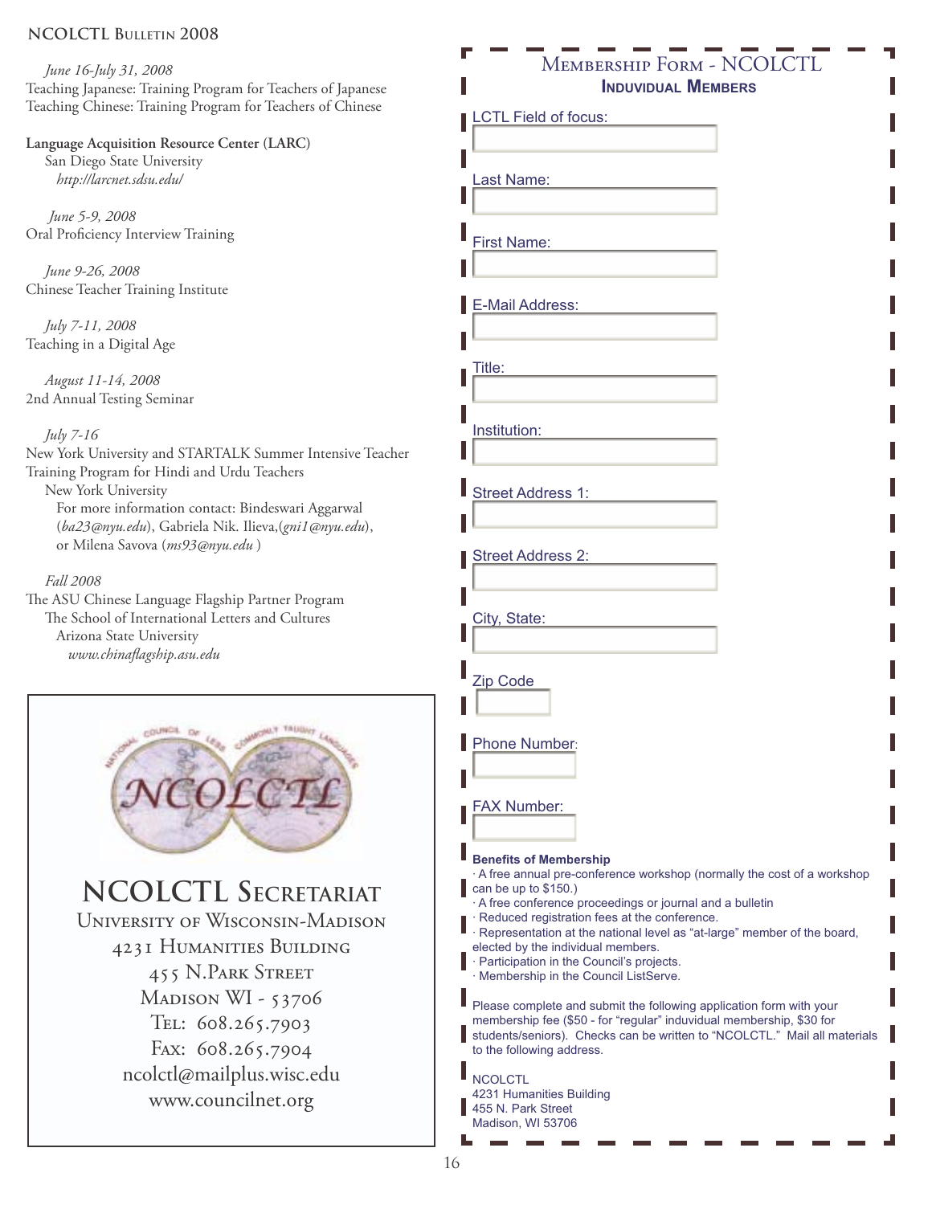*June 16-July 31, 2008*
Teaching Japanese: Training Program for Teachers of Japanese
Teaching Chinese: Training Program for Teachers of Chinese

**Language Acquisition Resource Center (LARC)**
San Diego State University
*http://larcnet.sdsu.edu/*

*June 5-9, 2008*
Oral Proficiency Interview Training

*June 9-26, 2008*
Chinese Teacher Training Institute

*July 7-11, 2008*
Teaching in a Digital Age

*August 11-14, 2008*
2nd Annual Testing Seminar

*July 7-16*
New York University and STARTALK Summer Intensive Teacher Training Program for Hindi and Urdu Teachers
New York University
For more information contact: Bindeswari Aggarwal (*ba23@nyu.edu*), Gabriela Nik. Ilieva,(*gni1@nyu.edu*), or Milena Savova (*ms93@nyu.edu* )

*Fall 2008*
The ASU Chinese Language Flagship Partner Program
The School of International Letters and Cultures
Arizona State University
*www.chinaflagship.asu.edu*

## NCOLCTL Secretariat

University of Wisconsin-Madison
4231 Humanities Building
455 N.Park Street
Madison WI - 53706
Tel: 608.265.7903
Fax: 608.265.7904
ncolctl@mailplus.wisc.edu
www.councilnet.org

## Membership Form - NCOLCTL

### Induvidual Members

LCTL Field of focus:

Last Name:

First Name:

E-Mail Address:

Title:

Institution:

Street Address 1:

Street Address 2:

City, State:

Zip Code

Phone Number:

FAX Number:

**Benefits of Membership**

- A free annual pre-conference workshop (normally the cost of a workshop can be up to $150.)
- A free conference proceedings or journal and a bulletin
- Reduced registration fees at the conference.
- Representation at the national level as "at-large" member of the board, elected by the individual members.
- Participation in the Council's projects.
- Membership in the Council ListServe.

Please complete and submit the following application form with your membership fee ($50 - for "regular" induvidual membership, $30 for students/seniors). Checks can be written to "NCOLCTL." Mail all materials to the following address.

NCOLCTL
4231 Humanities Building
455 N. Park Street
Madison, WI 53706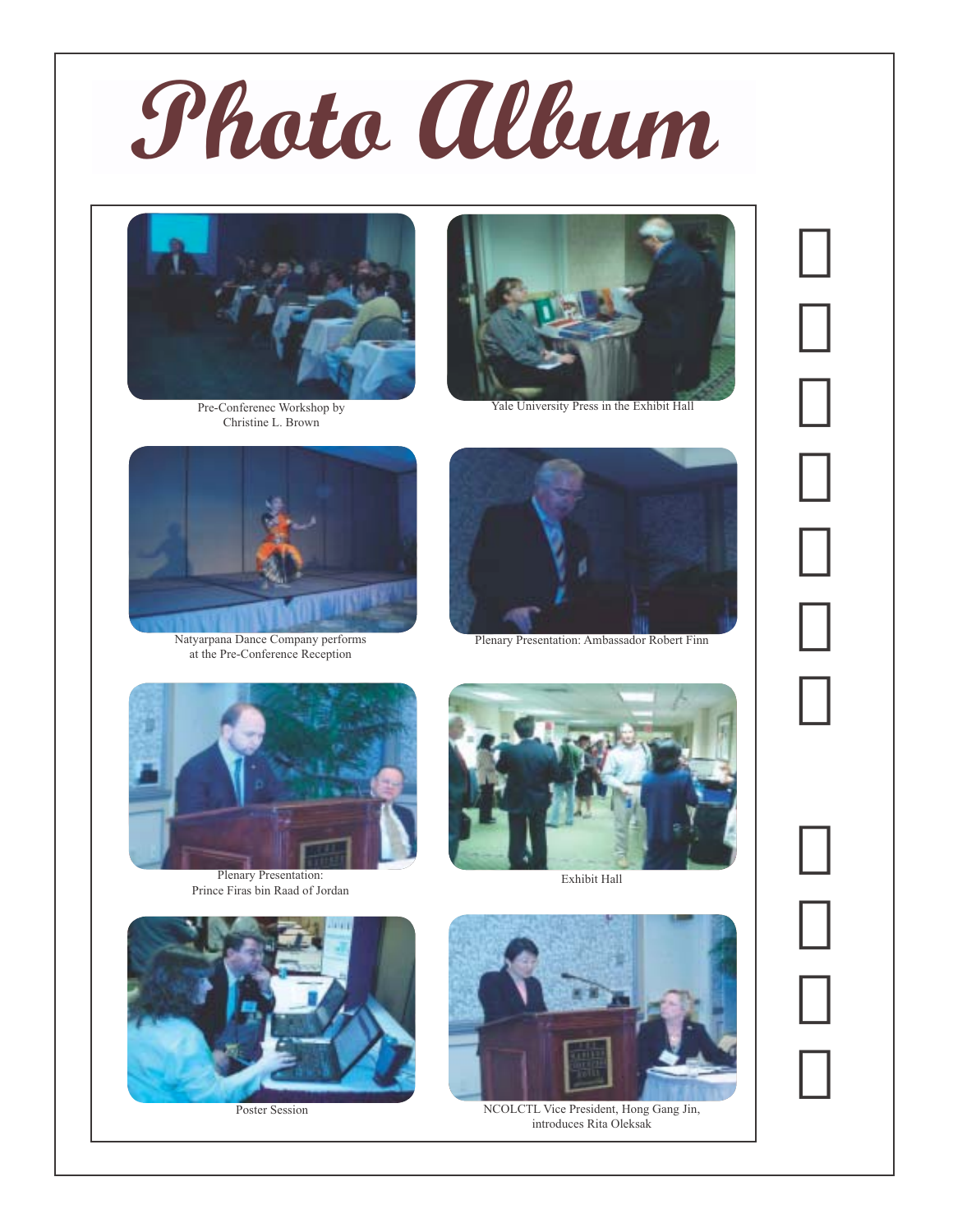# Photo Album

Pre-Conferenec Workshop by Christine L. Brown

Yale University Press in the Exhibit Hall

Natyarpana Dance Company performs at the Pre-Conference Reception

Plenary Presentation: Ambassador Robert Finn

Plenary Presentation: Prince Firas bin Raad of Jordan

Exhibit Hall

Poster Session

NCOLCTL Vice President, Hong Gang Jin, introduces Rita Oleksak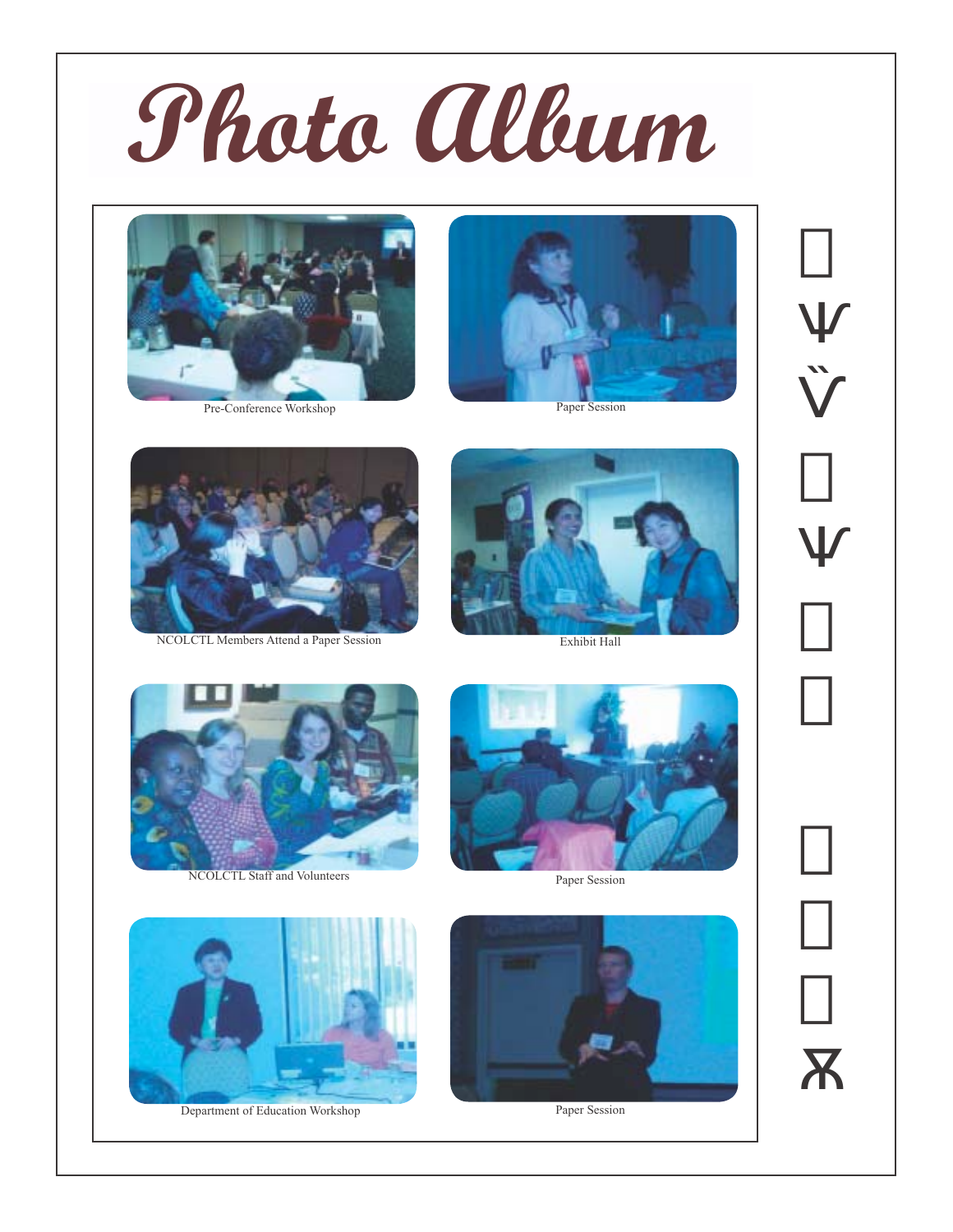# Photo Album

Pre-Conference Workshop

Paper Session

NCOLCTL Members Attend a Paper Session

Exhibit Hall

NCOLCTL Staff and Volunteers

Paper Session

Department of Education Workshop

Paper Session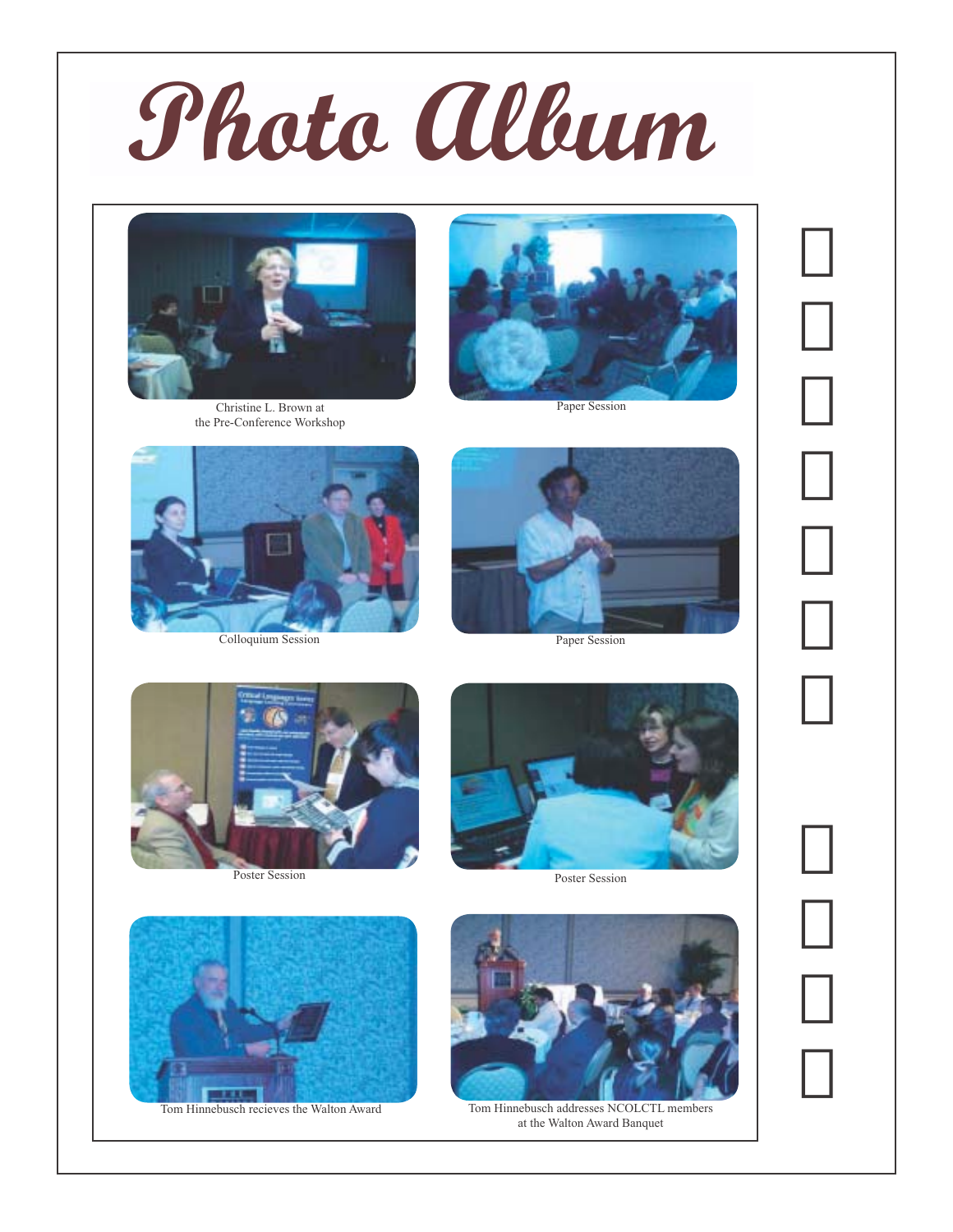# Photo Album

Christine L. Brown at the Pre-Conference Workshop

Paper Session

Colloquium Session

Paper Session

Poster Session

Poster Session

Tom Hinnebusch recieves the Walton Award

Tom Hinnebusch addresses NCOLCTL members at the Walton Award Banquet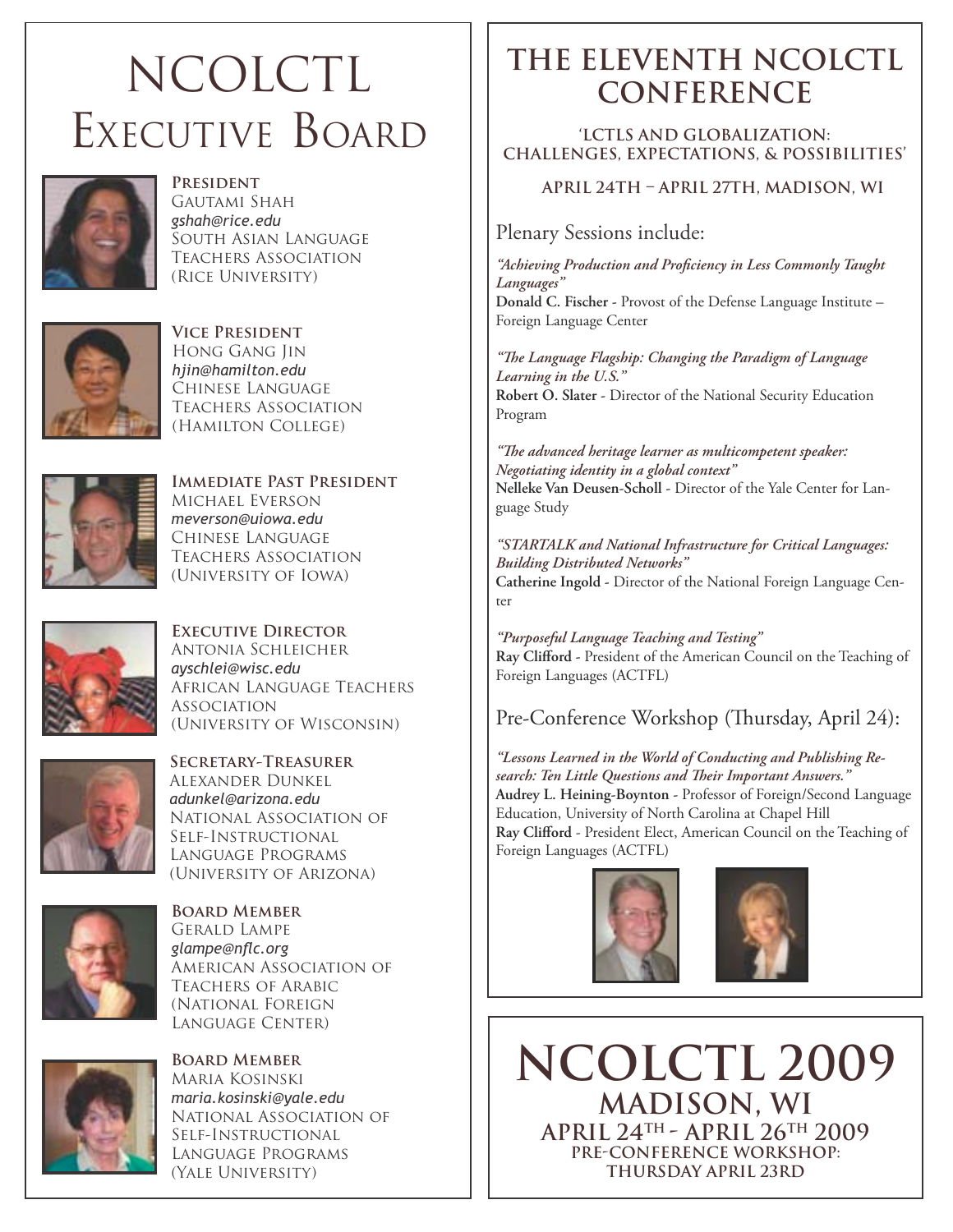# NCOLCTL Executive Board

**President**
Gautami Shah
*gshah@rice.edu*
South Asian Language Teachers Association
(Rice University)

**Vice President**
Hong Gang Jin
*hjin@hamilton.edu*
Chinese Language Teachers Association
(Hamilton College)

**Immediate Past President**
Michael Everson
*meverson@uiowa.edu*
Chinese Language Teachers Association
(University of Iowa)

**Executive Director**
Antonia Schleicher
*ayschlei@wisc.edu*
African Language Teachers Association
(University of Wisconsin)

**Secretary-Treasurer**
Alexander Dunkel
*adunkel@arizona.edu*
National Association of Self-Instructional Language Programs
(University of Arizona)

**Board Member**
Gerald Lampe
*glampe@nflc.org*
American Association of Teachers of Arabic
(National Foreign Language Center)

**Board Member**
Maria Kosinski
*maria.kosinski@yale.edu*
National Association of Self-Instructional Language Programs
(Yale University)

# The Eleventh NCOLCTL Conference

**'LCTLs and Globalization: Challenges, Expectations, & Possibilities'**

**April 24th – April 27th, Madison, WI**

## Plenary Sessions include:

***"Achieving Production and Proficiency in Less Commonly Taught Languages"***
**Donald C. Fischer** - Provost of the Defense Language Institute – Foreign Language Center

***"The Language Flagship: Changing the Paradigm of Language Learning in the U.S."***
**Robert O. Slater** - Director of the National Security Education Program

***"The advanced heritage learner as multicompetent speaker: Negotiating identity in a global context"***
**Nelleke Van Deusen-Scholl** - Director of the Yale Center for Language Study

***"STARTALK and National Infrastructure for Critical Languages: Building Distributed Networks"***
**Catherine Ingold** - Director of the National Foreign Language Center

***"Purposeful Language Teaching and Testing"***
**Ray Clifford** - President of the American Council on the Teaching of Foreign Languages (ACTFL)

## Pre-Conference Workshop (Thursday, April 24):

***"Lessons Learned in the World of Conducting and Publishing Research: Ten Little Questions and Their Important Answers."***
**Audrey L. Heining-Boynton** - Professor of Foreign/Second Language Education, University of North Carolina at Chapel Hill
**Ray Clifford** - President Elect, American Council on the Teaching of Foreign Languages (ACTFL)

# NCOLCTL 2009

## Madison, WI

**April 24th - April 26th 2009**

**Pre-Conference Workshop: Thursday April 23rd**